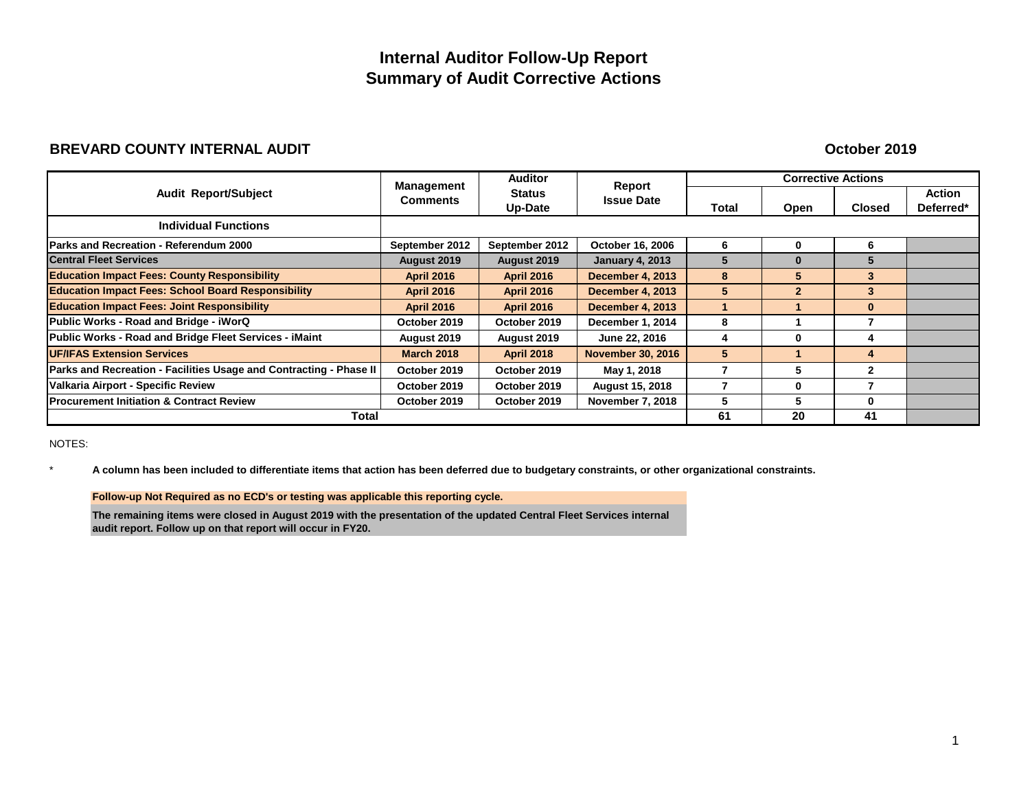# Internal Auditor Follow-Up Report
# Summary of Audit Corrective Actions

**BREVARD COUNTY INTERNAL AUDIT** — **October 2019**

| Audit Report/Subject | Management Comments | Auditor Status Up-Date | Report Issue Date | Corrective Actions | | | |
|---|---|---|---|---|---|---|---|
| | | | | Total | Open | Closed | Action Deferred* |
| **Individual Functions** | | | | | | | |
| Parks and Recreation - Referendum 2000 | September 2012 | September 2012 | October 16, 2006 | 6 | 0 | 6 | |
| Central Fleet Services | August 2019 | August 2019 | January 4, 2013 | 5 | 0 | 5 | |
| Education Impact Fees: County Responsibility | April 2016 | April 2016 | December 4, 2013 | 8 | 5 | 3 | |
| Education Impact Fees: School Board Responsibility | April 2016 | April 2016 | December 4, 2013 | 5 | 2 | 3 | |
| Education Impact Fees: Joint Responsibility | April 2016 | April 2016 | December 4, 2013 | 1 | 1 | 0 | |
| Public Works - Road and Bridge - iWorQ | October 2019 | October 2019 | December 1, 2014 | 8 | 1 | 7 | |
| Public Works - Road and Bridge Fleet Services - iMaint | August 2019 | August 2019 | June 22, 2016 | 4 | 0 | 4 | |
| UF/IFAS Extension Services | March 2018 | April 2018 | November 30, 2016 | 5 | 1 | 4 | |
| Parks and Recreation - Facilities Usage and Contracting - Phase II | October 2019 | October 2019 | May 1, 2018 | 7 | 5 | 2 | |
| Valkaria Airport - Specific Review | October 2019 | October 2019 | August 15, 2018 | 7 | 0 | 7 | |
| Procurement Initiation & Contract Review | October 2019 | October 2019 | November 7, 2018 | 5 | 5 | 0 | |
| **Total** | | | | **61** | **20** | **41** | |

NOTES:

\* **A column has been included to differentiate items that action has been deferred due to budgetary constraints, or other organizational constraints.**

**Follow-up Not Required as no ECD's or testing was applicable this reporting cycle.**

**The remaining items were closed in August 2019 with the presentation of the updated Central Fleet Services internal audit report. Follow up on that report will occur in FY20.**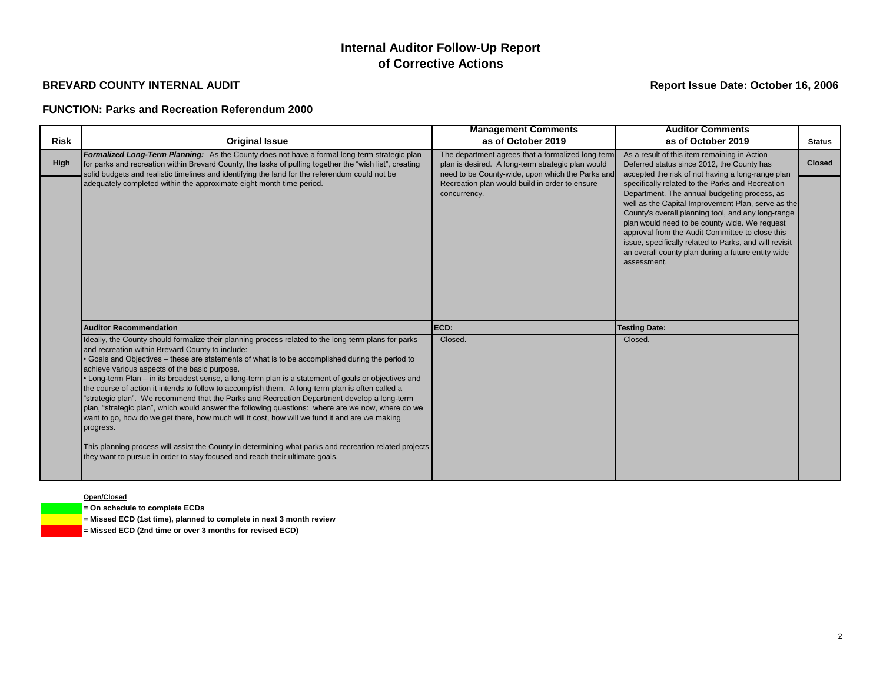# Internal Auditor Follow-Up Report of Corrective Actions

**BREVARD COUNTY INTERNAL AUDIT**

**Report Issue Date: October 16, 2006**

**FUNCTION: Parks and Recreation Referendum 2000**

| Risk | Original Issue | Management Comments as of October 2019 | Auditor Comments as of October 2019 | Status |
|---|---|---|---|---|
| High | ***Formalized Long-Term Planning:*** As the County does not have a formal long-term strategic plan for parks and recreation within Brevard County, the tasks of pulling together the "wish list", creating solid budgets and realistic timelines and identifying the land for the referendum could not be adequately completed within the approximate eight month time period. | The department agrees that a formalized long-term plan is desired. A long-term strategic plan would need to be County-wide, upon which the Parks and Recreation plan would build in order to ensure concurrency. | As a result of this item remaining in Action Deferred status since 2012, the County has accepted the risk of not having a long-range plan specifically related to the Parks and Recreation Department. The annual budgeting process, as well as the Capital Improvement Plan, serve as the County's overall planning tool, and any long-range plan would need to be county wide. We request approval from the Audit Committee to close this issue, specifically related to Parks, and will revisit an overall county plan during a future entity-wide assessment. | Closed |
| | **Auditor Recommendation** | **ECD:** | **Testing Date:** | |
| | Ideally, the County should formalize their planning process related to the long-term plans for parks and recreation within Brevard County to include:<br>• Goals and Objectives – these are statements of what is to be accomplished during the period to achieve various aspects of the basic purpose.<br>• Long-term Plan – in its broadest sense, a long-term plan is a statement of goals or objectives and the course of action it intends to follow to accomplish them. A long-term plan is often called a "strategic plan". We recommend that the Parks and Recreation Department develop a long-term plan, "strategic plan", which would answer the following questions: where are we now, where do we want to go, how do we get there, how much will it cost, how will we fund it and are we making progress.<br><br>This planning process will assist the County in determining what parks and recreation related projects they want to pursue in order to stay focused and reach their ultimate goals. | Closed. | Closed. | |

**Open/Closed**

- (Green) **= On schedule to complete ECDs**
- (Yellow) **= Missed ECD (1st time), planned to complete in next 3 month review**
- (Red) **= Missed ECD (2nd time or over 3 months for revised ECD)**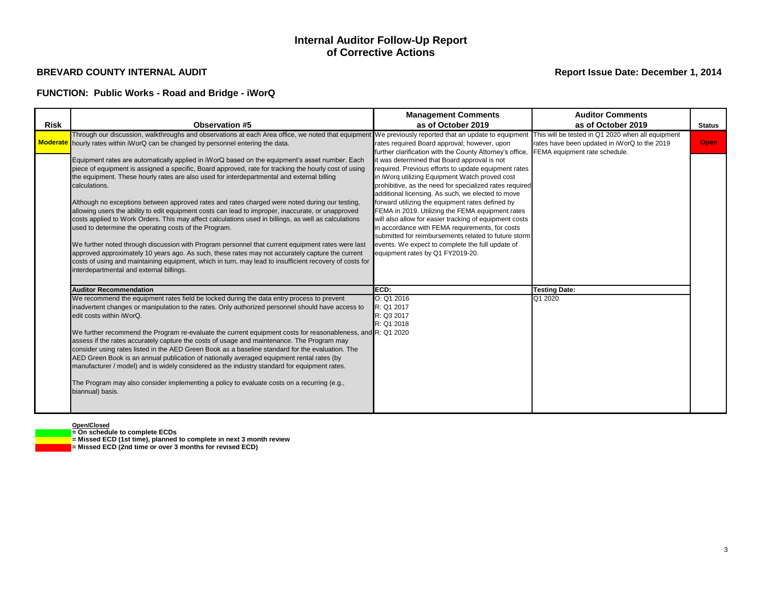# Internal Auditor Follow-Up Report of Corrective Actions

**BREVARD COUNTY INTERNAL AUDIT**

**Report Issue Date: December 1, 2014**

## FUNCTION: Public Works - Road and Bridge - iWorQ

| Risk | Observation #5 | Management Comments as of October 2019 | Auditor Comments as of October 2019 | Status |
|---|---|---|---|---|
| Moderate | Through our discussion, walkthroughs and observations at each Area office, we noted that equipment hourly rates within iWorQ can be changed by personnel entering the data.<br><br>Equipment rates are automatically applied in iWorQ based on the equipment's asset number. Each piece of equipment is assigned a specific, Board approved, rate for tracking the hourly cost of using the equipment. These hourly rates are also used for interdepartmental and external billing calculations.<br><br>Although no exceptions between approved rates and rates charged were noted during our testing, allowing users the ability to edit equipment costs can lead to improper, inaccurate, or unapproved costs applied to Work Orders. This may affect calculations used in billings, as well as calculations used to determine the operating costs of the Program.<br><br>We further noted through discussion with Program personnel that current equipment rates were last approved approximately 10 years ago. As such, these rates may not accurately capture the current costs of using and maintaining equipment, which in turn, may lead to insufficient recovery of costs for interdepartmental and external billings. | We previously reported that an update to equipment rates required Board approval; however, upon further clarification with the County Attorney's office, it was determined that Board approval is not required. Previous efforts to update equipment rates in iWorq utilizing Equipment Watch proved cost prohibitive, as the need for specialized rates required additional licensing. As such, we elected to move forward utilizing the equipment rates defined by FEMA in 2019. Utilizing the FEMA equipment rates will also allow for easier tracking of equipment costs in accordance with FEMA requirements, for costs submitted for reimbursements related to future storm events. We expect to complete the full update of equipment rates by Q1 FY2019-20. | This will be tested in Q1 2020 when all equipment rates have been updated in iWorQ to the 2019 FEMA equipment rate schedule. | Open |
| | **Auditor Recommendation** | **ECD:** | **Testing Date:** | |
| | We recommend the equipment rates field be locked during the data entry process to prevent inadvertent changes or manipulation to the rates. Only authorized personnel should have access to edit costs within iWorQ.<br><br>We further recommend the Program re-evaluate the current equipment costs for reasonableness, and assess if the rates accurately capture the costs of usage and maintenance. The Program may consider using rates listed in the AED Green Book as a baseline standard for the evaluation. The AED Green Book is an annual publication of nationally averaged equipment rental rates (by manufacturer / model) and is widely considered as the industry standard for equipment rates.<br><br>The Program may also consider implementing a policy to evaluate costs on a recurring (e.g., biannual) basis. | O: Q1 2016<br>R: Q1 2017<br>R: Q3 2017<br>R: Q1 2018<br>R: Q1 2020 | Q1 2020 | |

**Open/Closed**

- (Green) **= On schedule to complete ECDs**
- (Yellow) **= Missed ECD (1st time), planned to complete in next 3 month review**
- (Red) **= Missed ECD (2nd time or over 3 months for revised ECD)**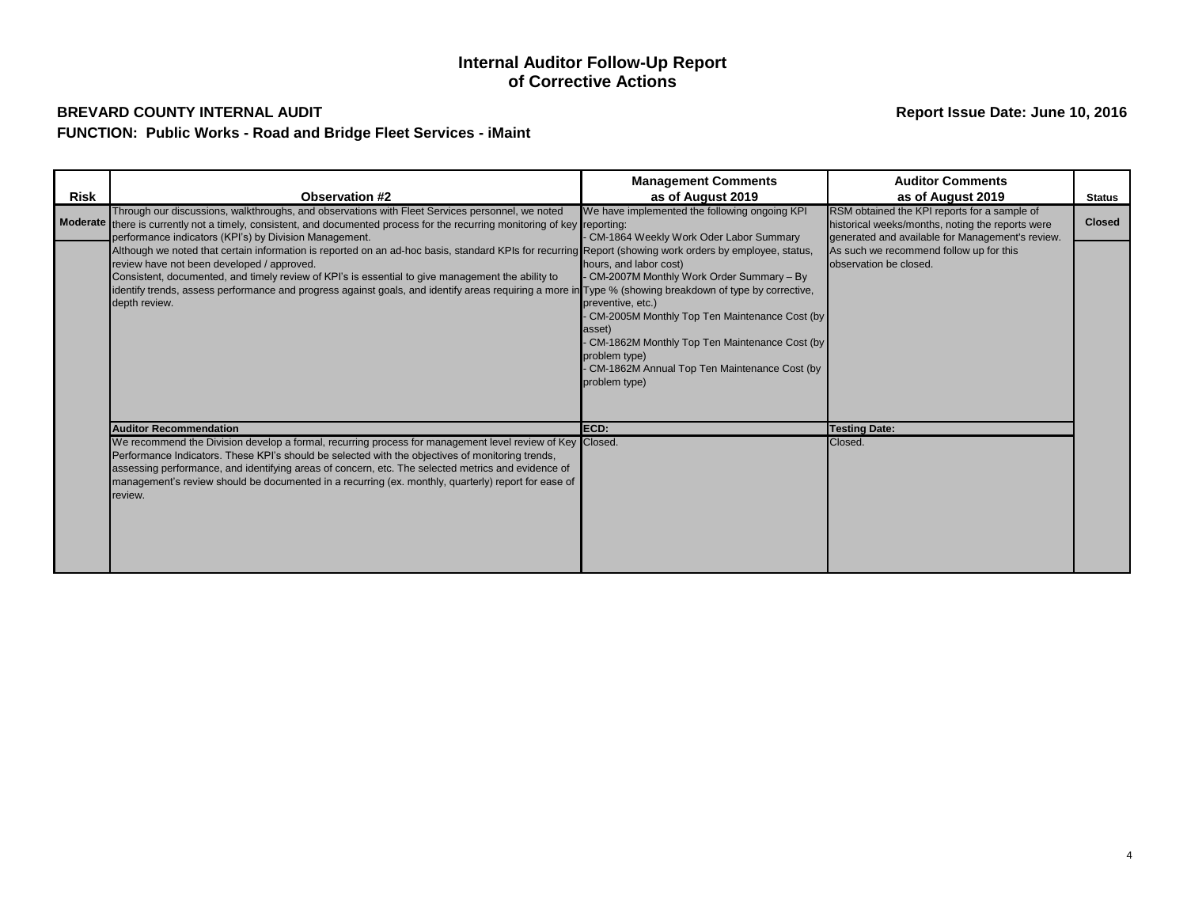# Internal Auditor Follow-Up Report of Corrective Actions

**BREVARD COUNTY INTERNAL AUDIT** | **Report Issue Date: June 10, 2016**

**FUNCTION: Public Works - Road and Bridge Fleet Services - iMaint**

| Risk | Observation #2 | Management Comments as of August 2019 | Auditor Comments as of August 2019 | Status |
|---|---|---|---|---|
| **Moderate** | Through our discussions, walkthroughs, and observations with Fleet Services personnel, we noted there is currently not a timely, consistent, and documented process for the recurring monitoring of key performance indicators (KPI's) by Division Management.<br>Although we noted that certain information is reported on an ad-hoc basis, standard KPIs for recurring review have not been developed / approved.<br>Consistent, documented, and timely review of KPI's is essential to give management the ability to identify trends, assess performance and progress against goals, and identify areas requiring a more in depth review. | We have implemented the following ongoing KPI reporting:<br>- CM-1864 Weekly Work Oder Labor Summary Report (showing work orders by employee, status, hours, and labor cost)<br>- CM-2007M Monthly Work Order Summary – By Type % (showing breakdown of type by corrective, preventive, etc.)<br>- CM-2005M Monthly Top Ten Maintenance Cost (by asset)<br>- CM-1862M Monthly Top Ten Maintenance Cost (by problem type)<br>- CM-1862M Annual Top Ten Maintenance Cost (by problem type) | RSM obtained the KPI reports for a sample of historical weeks/months, noting the reports were generated and available for Management's review. As such we recommend follow up for this observation be closed. | **Closed** |
| | **Auditor Recommendation** | **ECD:** | **Testing Date:** | |
| | We recommend the Division develop a formal, recurring process for management level review of Key Performance Indicators. These KPI's should be selected with the objectives of monitoring trends, assessing performance, and identifying areas of concern, etc. The selected metrics and evidence of management's review should be documented in a recurring (ex. monthly, quarterly) report for ease of review. | Closed. | Closed. | |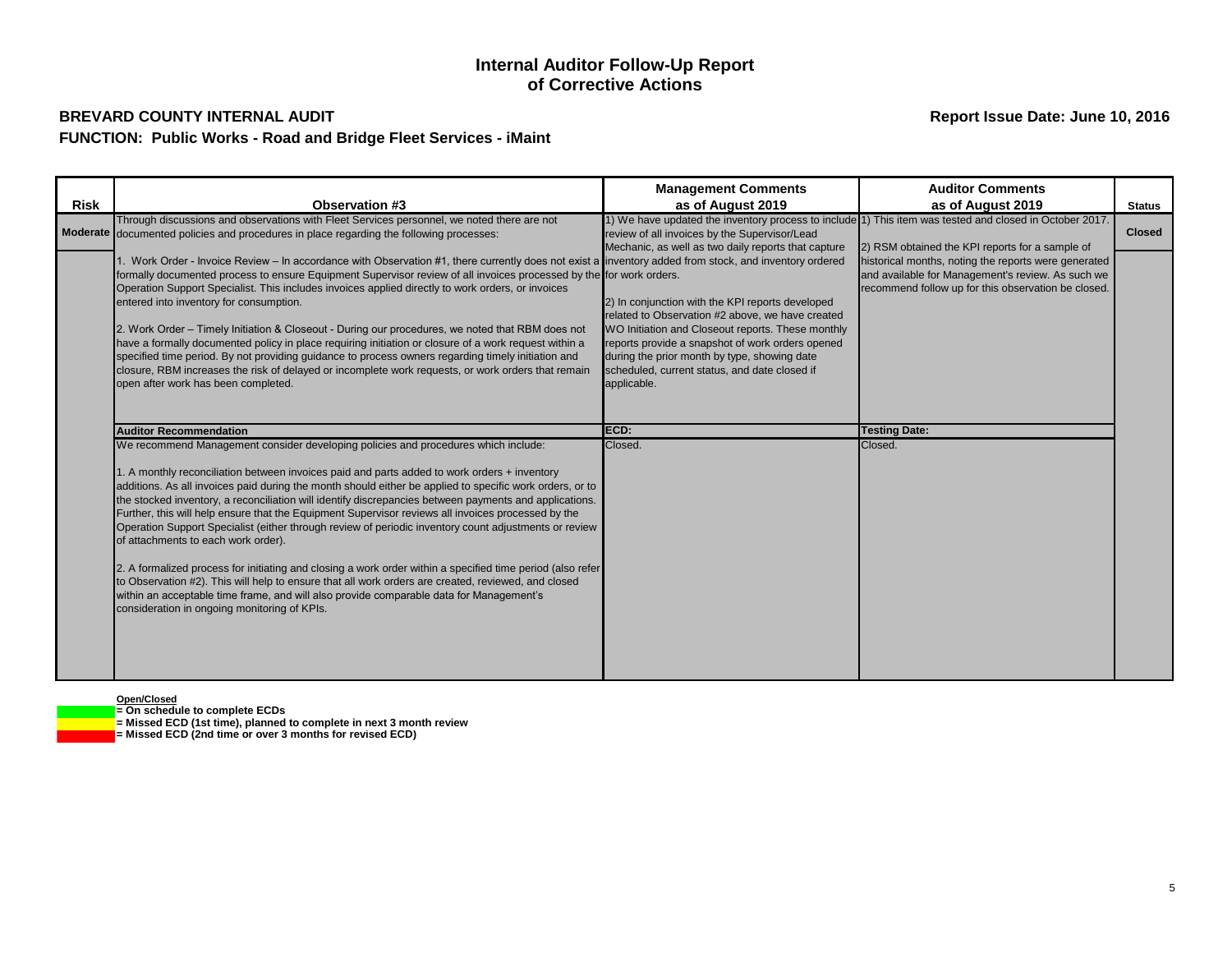# Internal Auditor Follow-Up Report of Corrective Actions

**BREVARD COUNTY INTERNAL AUDIT**

**Report Issue Date: June 10, 2016**

**FUNCTION: Public Works - Road and Bridge Fleet Services - iMaint**

| Risk | Observation #3 | Management Comments as of August 2019 | Auditor Comments as of August 2019 | Status |
|---|---|---|---|---|
| **Moderate** | Through discussions and observations with Fleet Services personnel, we noted there are not documented policies and procedures in place regarding the following processes:<br><br>1. Work Order - Invoice Review – In accordance with Observation #1, there currently does not exist a formally documented process to ensure Equipment Supervisor review of all invoices processed by the Operation Support Specialist. This includes invoices applied directly to work orders, or invoices entered into inventory for consumption.<br><br>2. Work Order – Timely Initiation & Closeout - During our procedures, we noted that RBM does not have a formally documented policy in place requiring initiation or closure of a work request within a specified time period. By not providing guidance to process owners regarding timely initiation and closure, RBM increases the risk of delayed or incomplete work requests, or work orders that remain open after work has been completed. | 1) We have updated the inventory process to include review of all invoices by the Supervisor/Lead Mechanic, as well as two daily reports that capture inventory added from stock, and inventory ordered for work orders.<br><br>2) In conjunction with the KPI reports developed related to Observation #2 above, we have created WO Initiation and Closeout reports. These monthly reports provide a snapshot of work orders opened during the prior month by type, showing date scheduled, current status, and date closed if applicable. | 1) This item was tested and closed in October 2017.<br><br>2) RSM obtained the KPI reports for a sample of historical months, noting the reports were generated and available for Management's review. As such we recommend follow up for this observation be closed. | **Closed** |
| | **Auditor Recommendation** | **ECD:** | **Testing Date:** | |
| | We recommend Management consider developing policies and procedures which include:<br><br>1. A monthly reconciliation between invoices paid and parts added to work orders + inventory additions. As all invoices paid during the month should either be applied to specific work orders, or to the stocked inventory, a reconciliation will identify discrepancies between payments and applications. Further, this will help ensure that the Equipment Supervisor reviews all invoices processed by the Operation Support Specialist (either through review of periodic inventory count adjustments or review of attachments to each work order).<br><br>2. A formalized process for initiating and closing a work order within a specified time period (also refer to Observation #2). This will help to ensure that all work orders are created, reviewed, and closed within an acceptable time frame, and will also provide comparable data for Management's consideration in ongoing monitoring of KPIs. | Closed. | Closed. | |

**Open/Closed**

- (Green) **= On schedule to complete ECDs**
- (Yellow) **= Missed ECD (1st time), planned to complete in next 3 month review**
- (Red) **= Missed ECD (2nd time or over 3 months for revised ECD)**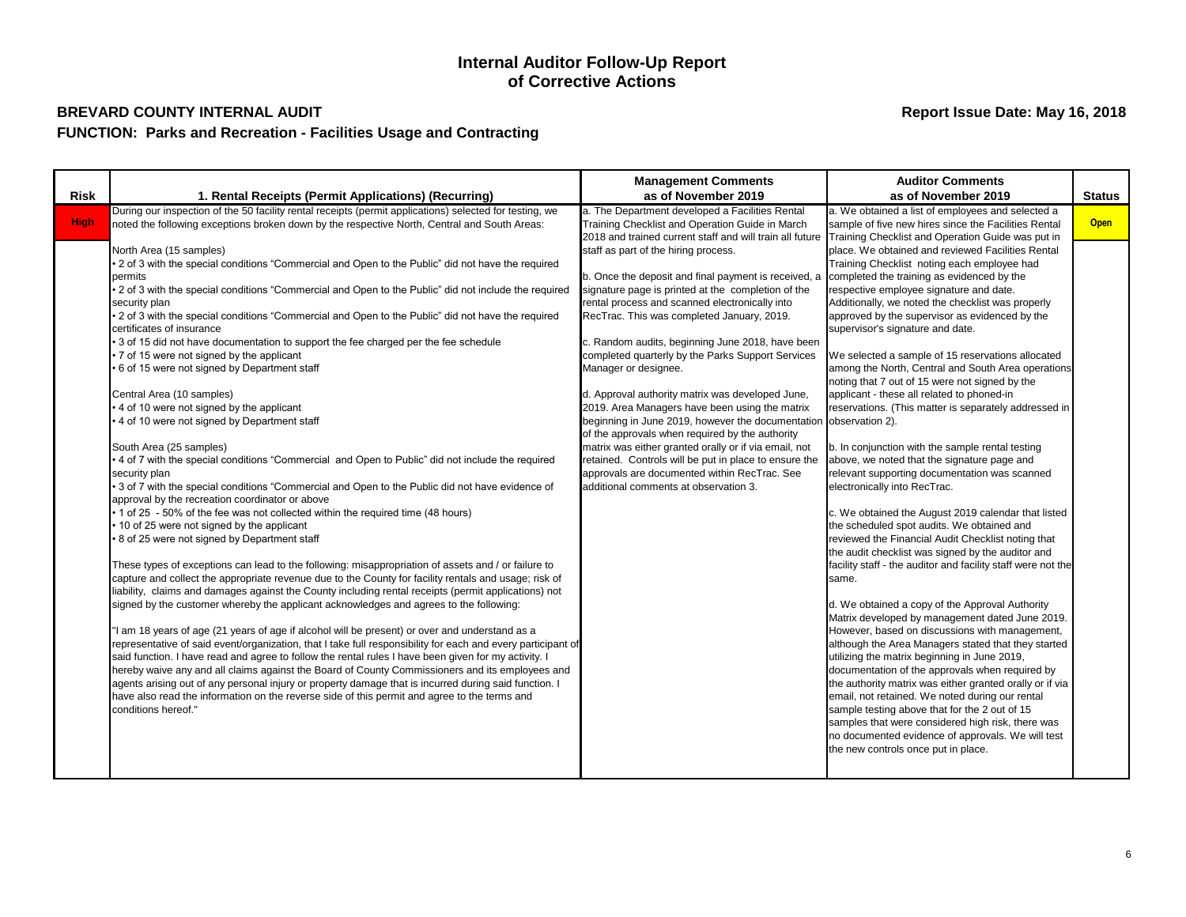# Internal Auditor Follow-Up Report of Corrective Actions

**BREVARD COUNTY INTERNAL AUDIT**

**Report Issue Date: May 16, 2018**

**FUNCTION: Parks and Recreation - Facilities Usage and Contracting**

| Risk | 1. Rental Receipts (Permit Applications) (Recurring) | Management Comments as of November 2019 | Auditor Comments as of November 2019 | Status |
|---|---|---|---|---|
| High | During our inspection of the 50 facility rental receipts (permit applications) selected for testing, we noted the following exceptions broken down by the respective North, Central and South Areas:<br><br>North Area (15 samples)<br>• 2 of 3 with the special conditions "Commercial and Open to the Public" did not have the required permits<br>• 2 of 3 with the special conditions "Commercial and Open to the Public" did not include the required security plan<br>• 2 of 3 with the special conditions "Commercial and Open to the Public" did not have the required certificates of insurance<br>• 3 of 15 did not have documentation to support the fee charged per the fee schedule<br>• 7 of 15 were not signed by the applicant<br>• 6 of 15 were not signed by Department staff<br><br>Central Area (10 samples)<br>• 4 of 10 were not signed by the applicant<br>• 4 of 10 were not signed by Department staff<br><br>South Area (25 samples)<br>• 4 of 7 with the special conditions "Commercial and Open to Public" did not include the required security plan<br>• 3 of 7 with the special conditions "Commercial and Open to the Public did not have evidence of approval by the recreation coordinator or above<br>• 1 of 25 - 50% of the fee was not collected within the required time (48 hours)<br>• 10 of 25 were not signed by the applicant<br>• 8 of 25 were not signed by Department staff<br><br>These types of exceptions can lead to the following: misappropriation of assets and / or failure to capture and collect the appropriate revenue due to the County for facility rentals and usage; risk of liability, claims and damages against the County including rental receipts (permit applications) not signed by the customer whereby the applicant acknowledges and agrees to the following:<br><br>"I am 18 years of age (21 years of age if alcohol will be present) or over and understand as a representative of said event/organization, that I take full responsibility for each and every participant of said function. I have read and agree to follow the rental rules I have been given for my activity. I hereby waive any and all claims against the Board of County Commissioners and its employees and agents arising out of any personal injury or property damage that is incurred during said function. I have also read the information on the reverse side of this permit and agree to the terms and conditions hereof." | a. The Department developed a Facilities Rental Training Checklist and Operation Guide in March 2018 and trained current staff and will train all future staff as part of the hiring process.<br><br>b. Once the deposit and final payment is received, a signature page is printed at the completion of the rental process and scanned electronically into RecTrac. This was completed January, 2019.<br><br>c. Random audits, beginning June 2018, have been completed quarterly by the Parks Support Services Manager or designee.<br><br>d. Approval authority matrix was developed June, 2019. Area Managers have been using the matrix beginning in June 2019, however the documentation of the approvals when required by the authority matrix was either granted orally or if via email, not retained. Controls will be put in place to ensure the approvals are documented within RecTrac. See additional comments at observation 3. | a. We obtained a list of employees and selected a sample of five new hires since the Facilities Rental Training Checklist and Operation Guide was put in place. We obtained and reviewed Facilities Rental Training Checklist noting each employee had completed the training as evidenced by the respective employee signature and date. Additionally, we noted the checklist was properly approved by the supervisor as evidenced by the supervisor's signature and date.<br><br>We selected a sample of 15 reservations allocated among the North, Central and South Area operations noting that 7 out of 15 were not signed by the applicant - these all related to phoned-in reservations. (This matter is separately addressed in observation 2).<br><br>b. In conjunction with the sample rental testing above, we noted that the signature page and relevant supporting documentation was scanned electronically into RecTrac.<br><br>c. We obtained the August 2019 calendar that listed the scheduled spot audits. We obtained and reviewed the Financial Audit Checklist noting that the audit checklist was signed by the auditor and facility staff - the auditor and facility staff were not the same.<br><br>d. We obtained a copy of the Approval Authority Matrix developed by management dated June 2019. However, based on discussions with management, although the Area Managers stated that they started utilizing the matrix beginning in June 2019, documentation of the approvals when required by the authority matrix was either granted orally or if via email, not retained. We noted during our rental sample testing above that for the 2 out of 15 samples that were considered high risk, there was no documented evidence of approvals. We will test the new controls once put in place. | Open |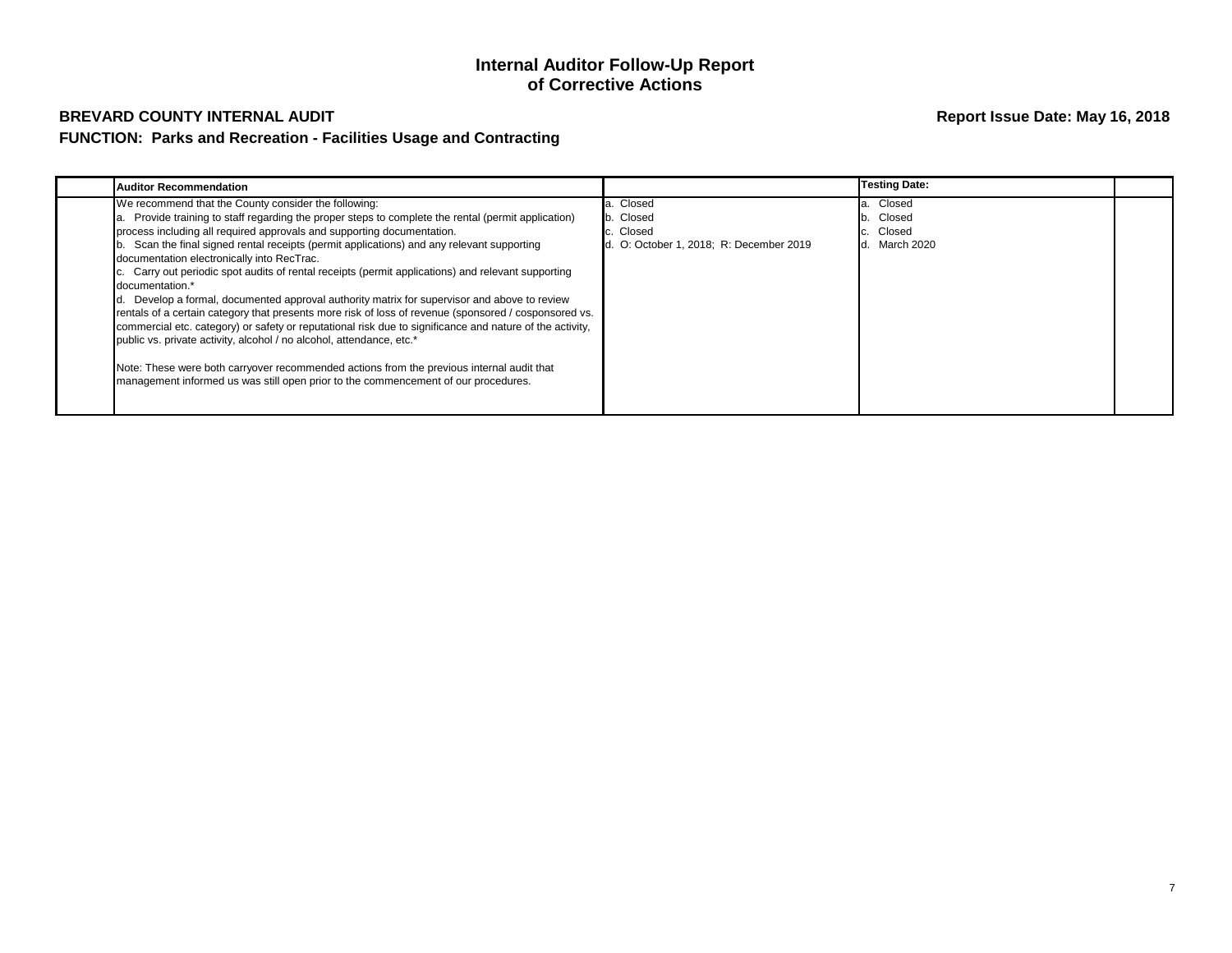# Internal Auditor Follow-Up Report of Corrective Actions

**BREVARD COUNTY INTERNAL AUDIT** **Report Issue Date: May 16, 2018**

**FUNCTION: Parks and Recreation - Facilities Usage and Contracting**

| | Auditor Recommendation | | Testing Date: | |
|---|---|---|---|---|
| | We recommend that the County consider the following:<br>a. Provide training to staff regarding the proper steps to complete the rental (permit application) process including all required approvals and supporting documentation.<br>b. Scan the final signed rental receipts (permit applications) and any relevant supporting documentation electronically into RecTrac.<br>c. Carry out periodic spot audits of rental receipts (permit applications) and relevant supporting documentation.*<br>d. Develop a formal, documented approval authority matrix for supervisor and above to review rentals of a certain category that presents more risk of loss of revenue (sponsored / cosponsored vs. commercial etc. category) or safety or reputational risk due to significance and nature of the activity, public vs. private activity, alcohol / no alcohol, attendance, etc.*<br><br>Note: These were both carryover recommended actions from the previous internal audit that management informed us was still open prior to the commencement of our procedures. | a. Closed<br>b. Closed<br>c. Closed<br>d. O: October 1, 2018; R: December 2019 | a. Closed<br>b. Closed<br>c. Closed<br>d. March 2020 | |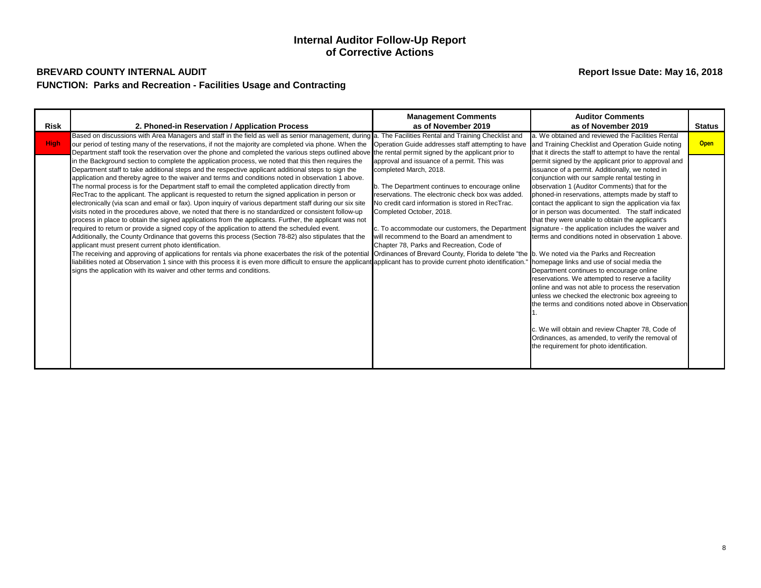# Internal Auditor Follow-Up Report of Corrective Actions

**BREVARD COUNTY INTERNAL AUDIT**

**Report Issue Date: May 16, 2018**

**FUNCTION: Parks and Recreation - Facilities Usage and Contracting**

| Risk | 2. Phoned-in Reservation / Application Process | Management Comments as of November 2019 | Auditor Comments as of November 2019 | Status |
|---|---|---|---|---|
| High | Based on discussions with Area Managers and staff in the field as well as senior management, during our period of testing many of the reservations, if not the majority are completed via phone. When the Department staff took the reservation over the phone and completed the various steps outlined above in the Background section to complete the application process, we noted that this then requires the Department staff to take additional steps and the respective applicant additional steps to sign the application and thereby agree to the waiver and terms and conditions noted in observation 1 above. The normal process is for the Department staff to email the completed application directly from RecTrac to the applicant. The applicant is requested to return the signed application in person or electronically (via scan and email or fax). Upon inquiry of various department staff during our six site visits noted in the procedures above, we noted that there is no standardized or consistent follow-up process in place to obtain the signed applications from the applicants. Further, the applicant was not required to return or provide a signed copy of the application to attend the scheduled event. Additionally, the County Ordinance that governs this process (Section 78-82) also stipulates that the applicant must present current photo identification.<br>The receiving and approving of applications for rentals via phone exacerbates the risk of the potential liabilities noted at Observation 1 since with this process it is even more difficult to ensure the applicant signs the application with its waiver and other terms and conditions. | a. The Facilities Rental and Training Checklist and Operation Guide addresses staff attempting to have the rental permit signed by the applicant prior to approval and issuance of a permit. This was completed March, 2018.<br><br>b. The Department continues to encourage online reservations. The electronic check box was added. No credit card information is stored in RecTrac. Completed October, 2018.<br><br>c. To accommodate our customers, the Department will recommend to the Board an amendment to Chapter 78, Parks and Recreation, Code of Ordinances of Brevard County, Florida to delete "the applicant has to provide current photo identification." | a. We obtained and reviewed the Facilities Rental and Training Checklist and Operation Guide noting that it directs the staff to attempt to have the rental permit signed by the applicant prior to approval and issuance of a permit. Additionally, we noted in conjunction with our sample rental testing in observation 1 (Auditor Comments) that for the phoned-in reservations, attempts made by staff to contact the applicant to sign the application via fax or in person was documented. The staff indicated that they were unable to obtain the applicant's signature - the application includes the waiver and terms and conditions noted in observation 1 above.<br><br>b. We noted via the Parks and Recreation homepage links and use of social media the Department continues to encourage online reservations. We attempted to reserve a facility online and was not able to process the reservation unless we checked the electronic box agreeing to the terms and conditions noted above in Observation 1.<br><br>c. We will obtain and review Chapter 78, Code of Ordinances, as amended, to verify the removal of the requirement for photo identification. | Open |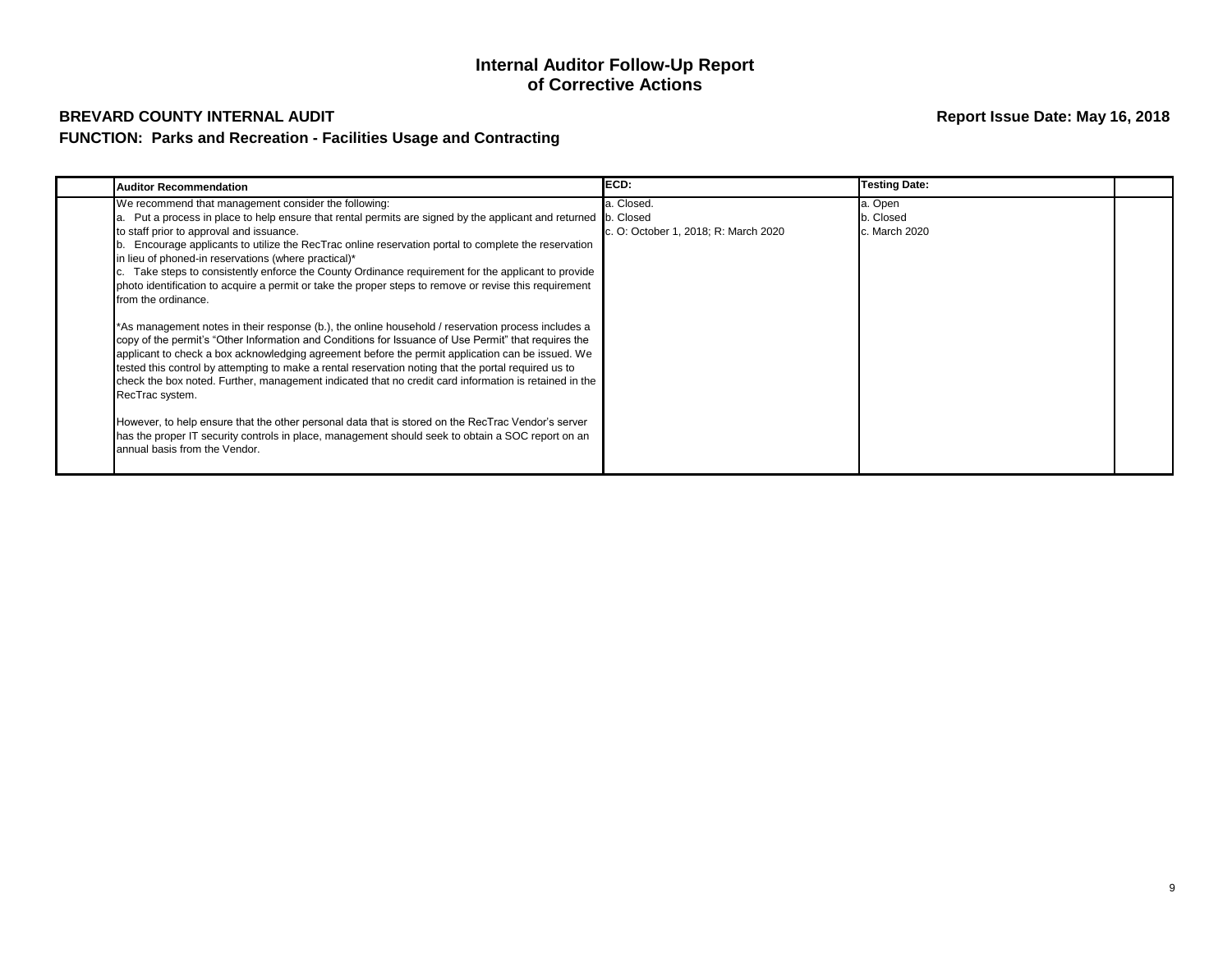# Internal Auditor Follow-Up Report of Corrective Actions

**BREVARD COUNTY INTERNAL AUDIT**

**Report Issue Date: May 16, 2018**

**FUNCTION: Parks and Recreation - Facilities Usage and Contracting**

| | Auditor Recommendation | ECD: | Testing Date: | |
|---|---|---|---|---|
| | We recommend that management consider the following:<br>a. Put a process in place to help ensure that rental permits are signed by the applicant and returned to staff prior to approval and issuance.<br>b. Encourage applicants to utilize the RecTrac online reservation portal to complete the reservation in lieu of phoned-in reservations (where practical)*<br>c. Take steps to consistently enforce the County Ordinance requirement for the applicant to provide photo identification to acquire a permit or take the proper steps to remove or revise this requirement from the ordinance.<br><br>*As management notes in their response (b.), the online household / reservation process includes a copy of the permit's "Other Information and Conditions for Issuance of Use Permit" that requires the applicant to check a box acknowledging agreement before the permit application can be issued. We tested this control by attempting to make a rental reservation noting that the portal required us to check the box noted. Further, management indicated that no credit card information is retained in the RecTrac system.<br><br>However, to help ensure that the other personal data that is stored on the RecTrac Vendor's server has the proper IT security controls in place, management should seek to obtain a SOC report on an annual basis from the Vendor. | a. Closed.<br>b. Closed<br>c. O: October 1, 2018; R: March 2020 | a. Open<br>b. Closed<br>c. March 2020 | |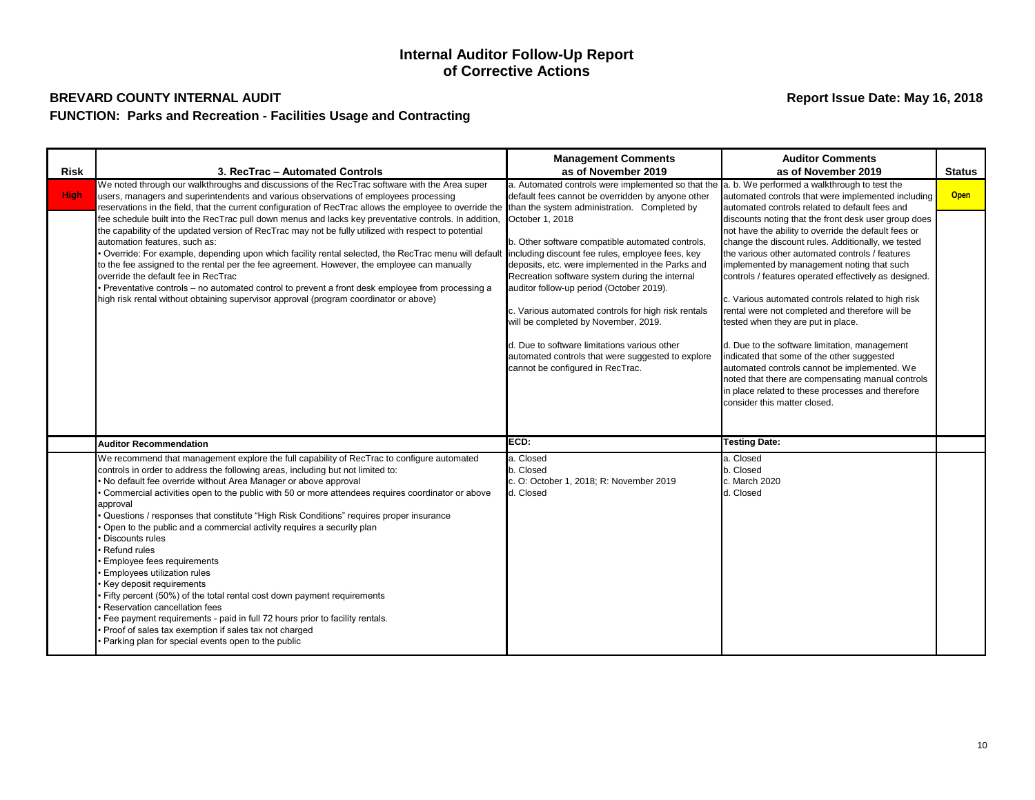# Internal Auditor Follow-Up Report of Corrective Actions

**BREVARD COUNTY INTERNAL AUDIT**

**Report Issue Date: May 16, 2018**

**FUNCTION: Parks and Recreation - Facilities Usage and Contracting**

| Risk | 3. RecTrac – Automated Controls | Management Comments as of November 2019 | Auditor Comments as of November 2019 | Status |
|---|---|---|---|---|
| High | We noted through our walkthroughs and discussions of the RecTrac software with the Area super users, managers and superintendents and various observations of employees processing reservations in the field, that the current configuration of RecTrac allows the employee to override the fee schedule built into the RecTrac pull down menus and lacks key preventative controls. In addition, the capability of the updated version of RecTrac may not be fully utilized with respect to potential automation features, such as:<br>• Override: For example, depending upon which facility rental selected, the RecTrac menu will default to the fee assigned to the rental per the fee agreement. However, the employee can manually override the default fee in RecTrac<br>• Preventative controls – no automated control to prevent a front desk employee from processing a high risk rental without obtaining supervisor approval (program coordinator or above) | a. Automated controls were implemented so that the default fees cannot be overridden by anyone other than the system administration. Completed by October 1, 2018<br><br>b. Other software compatible automated controls, including discount fee rules, employee fees, key deposits, etc. were implemented in the Parks and Recreation software system during the internal auditor follow-up period (October 2019).<br><br>c. Various automated controls for high risk rentals will be completed by November, 2019.<br><br>d. Due to software limitations various other automated controls that were suggested to explore cannot be configured in RecTrac. | a. b. We performed a walkthrough to test the automated controls that were implemented including automated controls related to default fees and discounts noting that the front desk user group does not have the ability to override the default fees or change the discount rules. Additionally, we tested the various other automated controls / features implemented by management noting that such controls / features operated effectively as designed.<br><br>c. Various automated controls related to high risk rental were not completed and therefore will be tested when they are put in place.<br><br>d. Due to the software limitation, management indicated that some of the other suggested automated controls cannot be implemented. We noted that there are compensating manual controls in place related to these processes and therefore consider this matter closed. | Open |
| | **Auditor Recommendation** | **ECD:** | **Testing Date:** | |
| | We recommend that management explore the full capability of RecTrac to configure automated controls in order to address the following areas, including but not limited to:<br>• No default fee override without Area Manager or above approval<br>• Commercial activities open to the public with 50 or more attendees requires coordinator or above approval<br>• Questions / responses that constitute "High Risk Conditions" requires proper insurance<br>• Open to the public and a commercial activity requires a security plan<br>• Discounts rules<br>• Refund rules<br>• Employee fees requirements<br>• Employees utilization rules<br>• Key deposit requirements<br>• Fifty percent (50%) of the total rental cost down payment requirements<br>• Reservation cancellation fees<br>• Fee payment requirements - paid in full 72 hours prior to facility rentals.<br>• Proof of sales tax exemption if sales tax not charged<br>• Parking plan for special events open to the public | a. Closed<br>b. Closed<br>c. O: October 1, 2018; R: November 2019<br>d. Closed | a. Closed<br>b. Closed<br>c. March 2020<br>d. Closed | |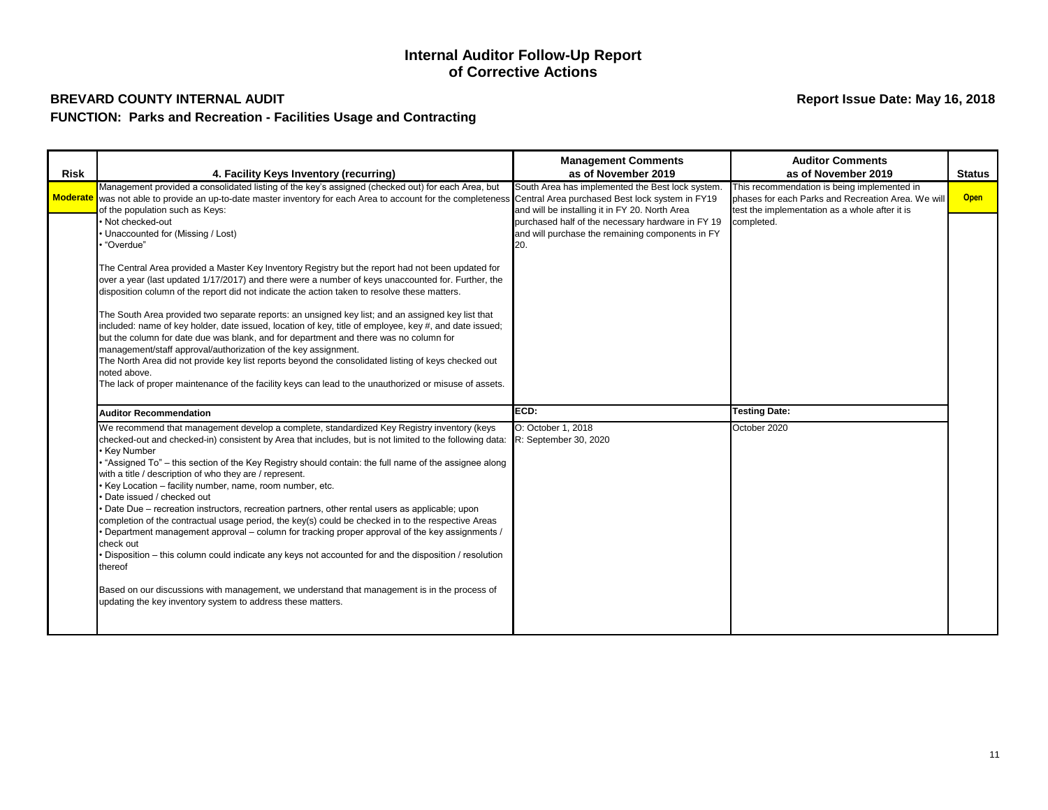# Internal Auditor Follow-Up Report of Corrective Actions

**BREVARD COUNTY INTERNAL AUDIT** **Report Issue Date: May 16, 2018**

**FUNCTION: Parks and Recreation - Facilities Usage and Contracting**

| Risk | 4. Facility Keys Inventory (recurring) | Management Comments as of November 2019 | Auditor Comments as of November 2019 | Status |
|---|---|---|---|---|
| Moderate | Management provided a consolidated listing of the key's assigned (checked out) for each Area, but was not able to provide an up-to-date master inventory for each Area to account for the completeness of the population such as Keys:<br>• Not checked-out<br>• Unaccounted for (Missing / Lost)<br>• "Overdue"<br><br>The Central Area provided a Master Key Inventory Registry but the report had not been updated for over a year (last updated 1/17/2017) and there were a number of keys unaccounted for. Further, the disposition column of the report did not indicate the action taken to resolve these matters.<br><br>The South Area provided two separate reports: an unsigned key list; and an assigned key list that included: name of key holder, date issued, location of key, title of employee, key #, and date issued; but the column for date due was blank, and for department and there was no column for management/staff approval/authorization of the key assignment.<br>The North Area did not provide key list reports beyond the consolidated listing of keys checked out noted above.<br>The lack of proper maintenance of the facility keys can lead to the unauthorized or misuse of assets. | South Area has implemented the Best lock system. Central Area purchased Best lock system in FY19 and will be installing it in FY 20. North Area purchased half of the necessary hardware in FY 19 and will purchase the remaining components in FY 20. | This recommendation is being implemented in phases for each Parks and Recreation Area. We will test the implementation as a whole after it is completed. | Open |
| | **Auditor Recommendation** | **ECD:** | **Testing Date:** | |
| | We recommend that management develop a complete, standardized Key Registry inventory (keys checked-out and checked-in) consistent by Area that includes, but is not limited to the following data:<br>• Key Number<br>• "Assigned To" – this section of the Key Registry should contain: the full name of the assignee along with a title / description of who they are / represent.<br>• Key Location – facility number, name, room number, etc.<br>• Date issued / checked out<br>• Date Due – recreation instructors, recreation partners, other rental users as applicable; upon completion of the contractual usage period, the key(s) could be checked in to the respective Areas<br>• Department management approval – column for tracking proper approval of the key assignments / check out<br>• Disposition – this column could indicate any keys not accounted for and the disposition / resolution thereof<br><br>Based on our discussions with management, we understand that management is in the process of updating the key inventory system to address these matters. | O: October 1, 2018<br>R: September 30, 2020 | October 2020 | |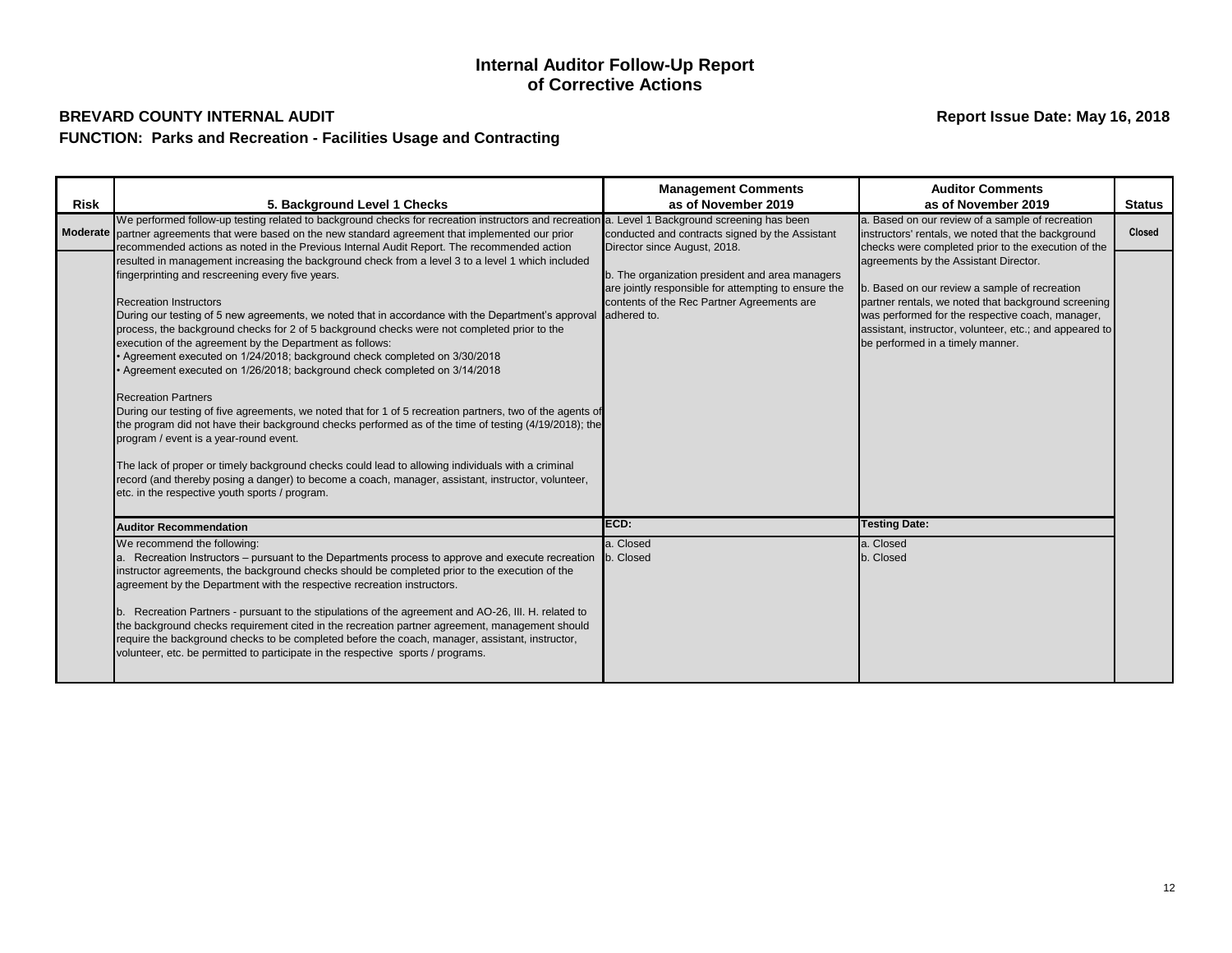# Internal Auditor Follow-Up Report of Corrective Actions

**BREVARD COUNTY INTERNAL AUDIT**

**Report Issue Date: May 16, 2018**

**FUNCTION: Parks and Recreation - Facilities Usage and Contracting**

| Risk | 5. Background Level 1 Checks | Management Comments as of November 2019 | Auditor Comments as of November 2019 | Status |
|---|---|---|---|---|
| Moderate | We performed follow-up testing related to background checks for recreation instructors and recreation partner agreements that were based on the new standard agreement that implemented our prior recommended actions as noted in the Previous Internal Audit Report. The recommended action resulted in management increasing the background check from a level 3 to a level 1 which included fingerprinting and rescreening every five years.<br><br>Recreation Instructors<br>During our testing of 5 new agreements, we noted that in accordance with the Department's approval process, the background checks for 2 of 5 background checks were not completed prior to the execution of the agreement by the Department as follows:<br>• Agreement executed on 1/24/2018; background check completed on 3/30/2018<br>• Agreement executed on 1/26/2018; background check completed on 3/14/2018<br><br>Recreation Partners<br>During our testing of five agreements, we noted that for 1 of 5 recreation partners, two of the agents of the program did not have their background checks performed as of the time of testing (4/19/2018); the program / event is a year-round event.<br><br>The lack of proper or timely background checks could lead to allowing individuals with a criminal record (and thereby posing a danger) to become a coach, manager, assistant, instructor, volunteer, etc. in the respective youth sports / program. | a. Level 1 Background screening has been conducted and contracts signed by the Assistant Director since August, 2018.<br><br>b. The organization president and area managers are jointly responsible for attempting to ensure the contents of the Rec Partner Agreements are adhered to. | a. Based on our review of a sample of recreation instructors' rentals, we noted that the background checks were completed prior to the execution of the agreements by the Assistant Director.<br><br>b. Based on our review a sample of recreation partner rentals, we noted that background screening was performed for the respective coach, manager, assistant, instructor, volunteer, etc.; and appeared to be performed in a timely manner. | Closed |
| | **Auditor Recommendation** | **ECD:** | **Testing Date:** | |
| | We recommend the following:<br>a. Recreation Instructors – pursuant to the Departments process to approve and execute recreation instructor agreements, the background checks should be completed prior to the execution of the agreement by the Department with the respective recreation instructors.<br><br>b. Recreation Partners - pursuant to the stipulations of the agreement and AO-26, III. H. related to the background checks requirement cited in the recreation partner agreement, management should require the background checks to be completed before the coach, manager, assistant, instructor, volunteer, etc. be permitted to participate in the respective sports / programs. | a. Closed<br>b. Closed | a. Closed<br>b. Closed | |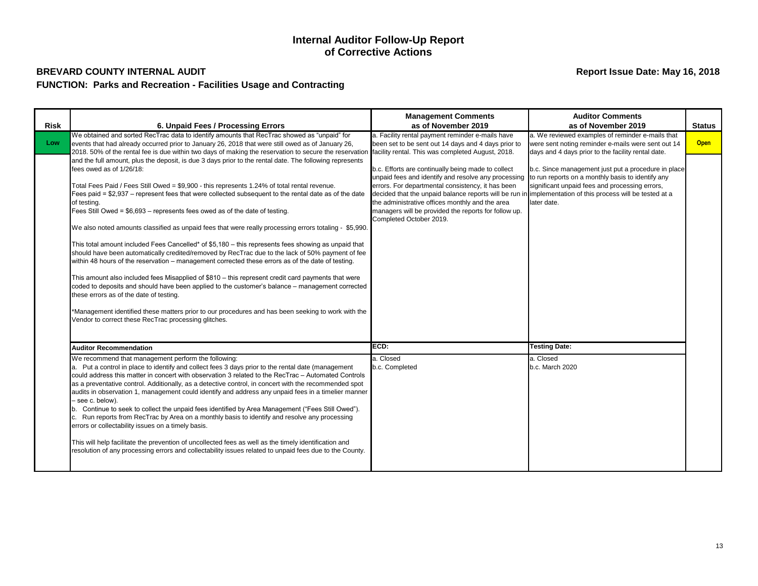# Internal Auditor Follow-Up Report of Corrective Actions

**BREVARD COUNTY INTERNAL AUDIT**

**Report Issue Date: May 16, 2018**

**FUNCTION: Parks and Recreation - Facilities Usage and Contracting**

| Risk | 6. Unpaid Fees / Processing Errors | Management Comments as of November 2019 | Auditor Comments as of November 2019 | Status |
|---|---|---|---|---|
| Low | We obtained and sorted RecTrac data to identify amounts that RecTrac showed as "unpaid" for events that had already occurred prior to January 26, 2018 that were still owed as of January 26, 2018. 50% of the rental fee is due within two days of making the reservation to secure the reservation and the full amount, plus the deposit, is due 3 days prior to the rental date. The following represents fees owed as of 1/26/18:<br><br>Total Fees Paid / Fees Still Owed = $9,900 - this represents 1.24% of total rental revenue.<br>Fees paid = $2,937 – represent fees that were collected subsequent to the rental date as of the date of testing.<br>Fees Still Owed = $6,693 – represents fees owed as of the date of testing.<br><br>We also noted amounts classified as unpaid fees that were really processing errors totaling - $5,990.<br><br>This total amount included Fees Cancelled* of $5,180 – this represents fees showing as unpaid that should have been automatically credited/removed by RecTrac due to the lack of 50% payment of fee within 48 hours of the reservation – management corrected these errors as of the date of testing.<br><br>This amount also included fees Misapplied of $810 – this represent credit card payments that were coded to deposits and should have been applied to the customer's balance – management corrected these errors as of the date of testing.<br><br>*Management identified these matters prior to our procedures and has been seeking to work with the Vendor to correct these RecTrac processing glitches. | a. Facility rental payment reminder e-mails have been set to be sent out 14 days and 4 days prior to facility rental. This was completed August, 2018.<br><br>b.c. Efforts are continually being made to collect unpaid fees and identify and resolve any processing errors. For departmental consistency, it has been decided that the unpaid balance reports will be run in the administrative offices monthly and the area managers will be provided the reports for follow up. Completed October 2019. | a. We reviewed examples of reminder e-mails that were sent noting reminder e-mails were sent out 14 days and 4 days prior to the facility rental date.<br><br>b.c. Since management just put a procedure in place to run reports on a monthly basis to identify any significant unpaid fees and processing errors, implementation of this process will be tested at a later date. | Open |
| | **Auditor Recommendation** | **ECD:** | **Testing Date:** | |
| | We recommend that management perform the following:<br>a. Put a control in place to identify and collect fees 3 days prior to the rental date (management could address this matter in concert with observation 3 related to the RecTrac – Automated Controls as a preventative control. Additionally, as a detective control, in concert with the recommended spot audits in observation 1, management could identify and address any unpaid fees in a timelier manner – see c. below).<br>b. Continue to seek to collect the unpaid fees identified by Area Management ("Fees Still Owed").<br>c. Run reports from RecTrac by Area on a monthly basis to identify and resolve any processing errors or collectability issues on a timely basis.<br><br>This will help facilitate the prevention of uncollected fees as well as the timely identification and resolution of any processing errors and collectability issues related to unpaid fees due to the County. | a. Closed<br>b.c. Completed | a. Closed<br>b.c. March 2020 | |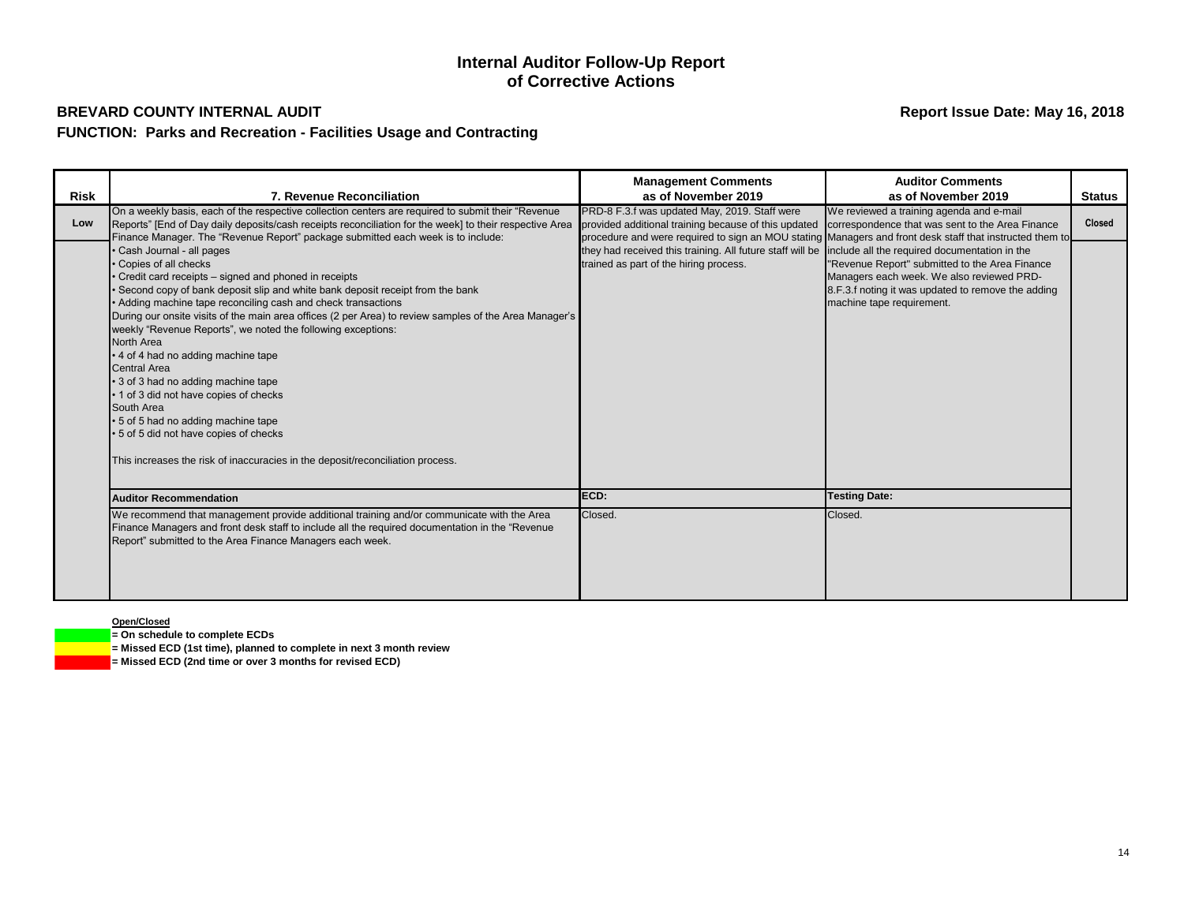# Internal Auditor Follow-Up Report of Corrective Actions

**BREVARD COUNTY INTERNAL AUDIT**

**Report Issue Date: May 16, 2018**

**FUNCTION: Parks and Recreation - Facilities Usage and Contracting**

| Risk | 7. Revenue Reconciliation | Management Comments as of November 2019 | Auditor Comments as of November 2019 | Status |
|---|---|---|---|---|
| Low | On a weekly basis, each of the respective collection centers are required to submit their "Revenue Reports" [End of Day daily deposits/cash receipts reconciliation for the week] to their respective Area Finance Manager. The "Revenue Report" package submitted each week is to include:<br>• Cash Journal - all pages<br>• Copies of all checks<br>• Credit card receipts – signed and phoned in receipts<br>• Second copy of bank deposit slip and white bank deposit receipt from the bank<br>• Adding machine tape reconciling cash and check transactions<br>During our onsite visits of the main area offices (2 per Area) to review samples of the Area Manager's weekly "Revenue Reports", we noted the following exceptions:<br>North Area<br>• 4 of 4 had no adding machine tape<br>Central Area<br>• 3 of 3 had no adding machine tape<br>• 1 of 3 did not have copies of checks<br>South Area<br>• 5 of 5 had no adding machine tape<br>• 5 of 5 did not have copies of checks<br><br>This increases the risk of inaccuracies in the deposit/reconciliation process. | PRD-8 F.3.f was updated May, 2019. Staff were provided additional training because of this updated procedure and were required to sign an MOU stating they had received this training. All future staff will be trained as part of the hiring process. | We reviewed a training agenda and e-mail correspondence that was sent to the Area Finance Managers and front desk staff that instructed them to include all the required documentation in the "Revenue Report" submitted to the Area Finance Managers each week. We also reviewed PRD-8.F.3.f noting it was updated to remove the adding machine tape requirement. | Closed |
| | **Auditor Recommendation** | **ECD:** | **Testing Date:** | |
| | We recommend that management provide additional training and/or communicate with the Area Finance Managers and front desk staff to include all the required documentation in the "Revenue Report" submitted to the Area Finance Managers each week. | Closed. | Closed. | |

**Open/Closed**

- (Green) **= On schedule to complete ECDs**
- (Yellow) **= Missed ECD (1st time), planned to complete in next 3 month review**
- (Red) **= Missed ECD (2nd time or over 3 months for revised ECD)**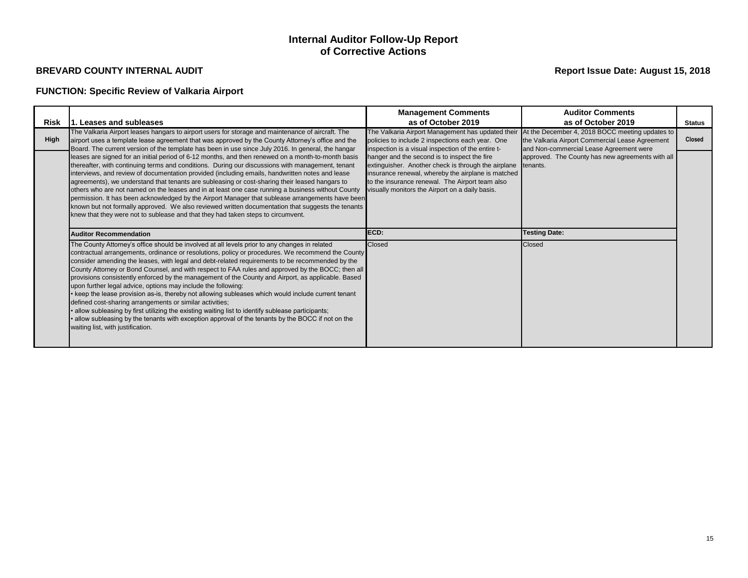# Internal Auditor Follow-Up Report of Corrective Actions

**BREVARD COUNTY INTERNAL AUDIT**

**Report Issue Date: August 15, 2018**

**FUNCTION: Specific Review of Valkaria Airport**

| Risk | 1. Leases and subleases | Management Comments as of October 2019 | Auditor Comments as of October 2019 | Status |
|---|---|---|---|---|
| High | The Valkaria Airport leases hangars to airport users for storage and maintenance of aircraft. The airport uses a template lease agreement that was approved by the County Attorney's office and the Board. The current version of the template has been in use since July 2016. In general, the hangar leases are signed for an initial period of 6-12 months, and then renewed on a month-to-month basis thereafter, with continuing terms and conditions. During our discussions with management, tenant interviews, and review of documentation provided (including emails, handwritten notes and lease agreements), we understand that tenants are subleasing or cost-sharing their leased hangars to others who are not named on the leases and in at least one case running a business without County permission. It has been acknowledged by the Airport Manager that sublease arrangements have been known but not formally approved. We also reviewed written documentation that suggests the tenants knew that they were not to sublease and that they had taken steps to circumvent. | The Valkaria Airport Management has updated their policies to include 2 inspections each year. One inspection is a visual inspection of the entire t-hanger and the second is to inspect the fire extinguisher. Another check is through the airplane insurance renewal, whereby the airplane is matched to the insurance renewal. The Airport team also visually monitors the Airport on a daily basis. | At the December 4, 2018 BOCC meeting updates to the Valkaria Airport Commercial Lease Agreement and Non-commercial Lease Agreement were approved. The County has new agreements with all tenants. | Closed |
| | **Auditor Recommendation** | **ECD:** | **Testing Date:** | |
| | The County Attorney's office should be involved at all levels prior to any changes in related contractual arrangements, ordinance or resolutions, policy or procedures. We recommend the County consider amending the leases, with legal and debt-related requirements to be recommended by the County Attorney or Bond Counsel, and with respect to FAA rules and approved by the BOCC; then all provisions consistently enforced by the management of the County and Airport, as applicable. Based upon further legal advice, options may include the following:<br>• keep the lease provision as-is, thereby not allowing subleases which would include current tenant defined cost-sharing arrangements or similar activities;<br>• allow subleasing by first utilizing the existing waiting list to identify sublease participants;<br>• allow subleasing by the tenants with exception approval of the tenants by the BOCC if not on the waiting list, with justification. | Closed | Closed | |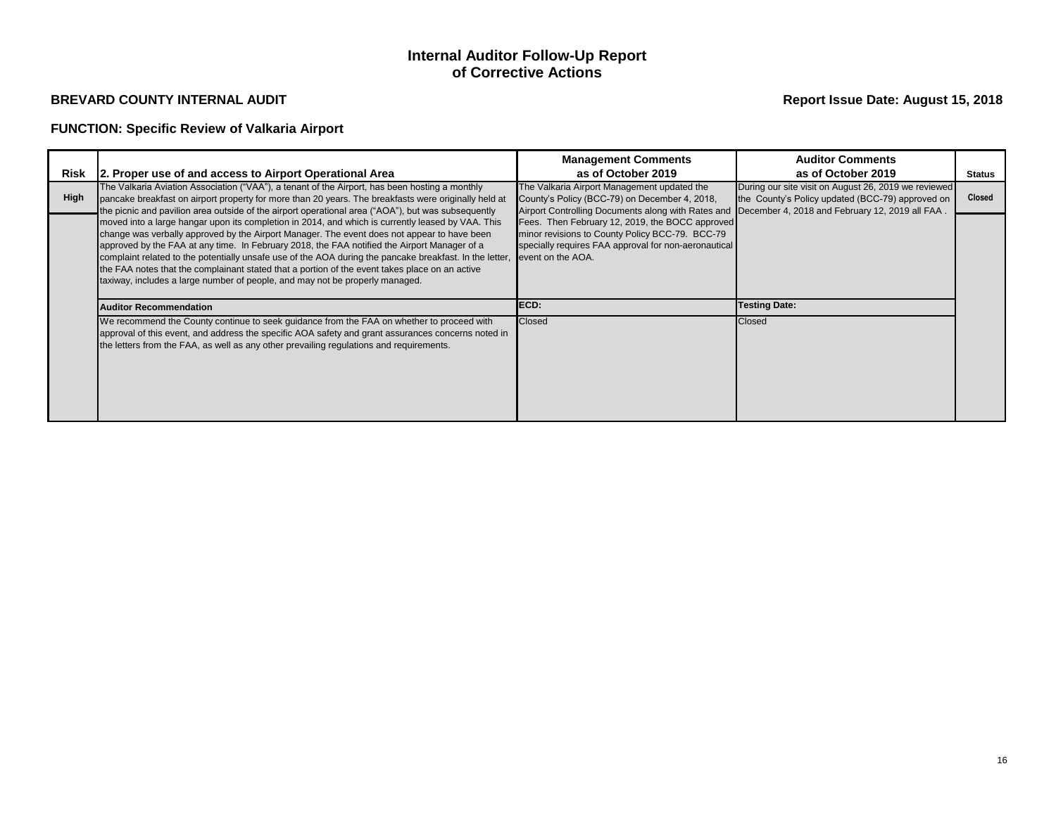# Internal Auditor Follow-Up Report of Corrective Actions

**BREVARD COUNTY INTERNAL AUDIT**

**Report Issue Date: August 15, 2018**

**FUNCTION: Specific Review of Valkaria Airport**

| Risk | 2. Proper use of and access to Airport Operational Area | Management Comments as of October 2019 | Auditor Comments as of October 2019 | Status |
|---|---|---|---|---|
| High | The Valkaria Aviation Association ("VAA"), a tenant of the Airport, has been hosting a monthly pancake breakfast on airport property for more than 20 years. The breakfasts were originally held at the picnic and pavilion area outside of the airport operational area ("AOA"), but was subsequently moved into a large hangar upon its completion in 2014, and which is currently leased by VAA. This change was verbally approved by the Airport Manager. The event does not appear to have been approved by the FAA at any time. In February 2018, the FAA notified the Airport Manager of a complaint related to the potentially unsafe use of the AOA during the pancake breakfast. In the letter, the FAA notes that the complainant stated that a portion of the event takes place on an active taxiway, includes a large number of people, and may not be properly managed. | The Valkaria Airport Management updated the County's Policy (BCC-79) on December 4, 2018, Airport Controlling Documents along with Rates and Fees. Then February 12, 2019, the BOCC approved minor revisions to County Policy BCC-79. BCC-79 specially requires FAA approval for non-aeronautical event on the AOA. | During our site visit on August 26, 2019 we reviewed the County's Policy updated (BCC-79) approved on December 4, 2018 and February 12, 2019 all FAA . | Closed |
| | **Auditor Recommendation** | **ECD:** | **Testing Date:** | |
| | We recommend the County continue to seek guidance from the FAA on whether to proceed with approval of this event, and address the specific AOA safety and grant assurances concerns noted in the letters from the FAA, as well as any other prevailing regulations and requirements. | Closed | Closed | |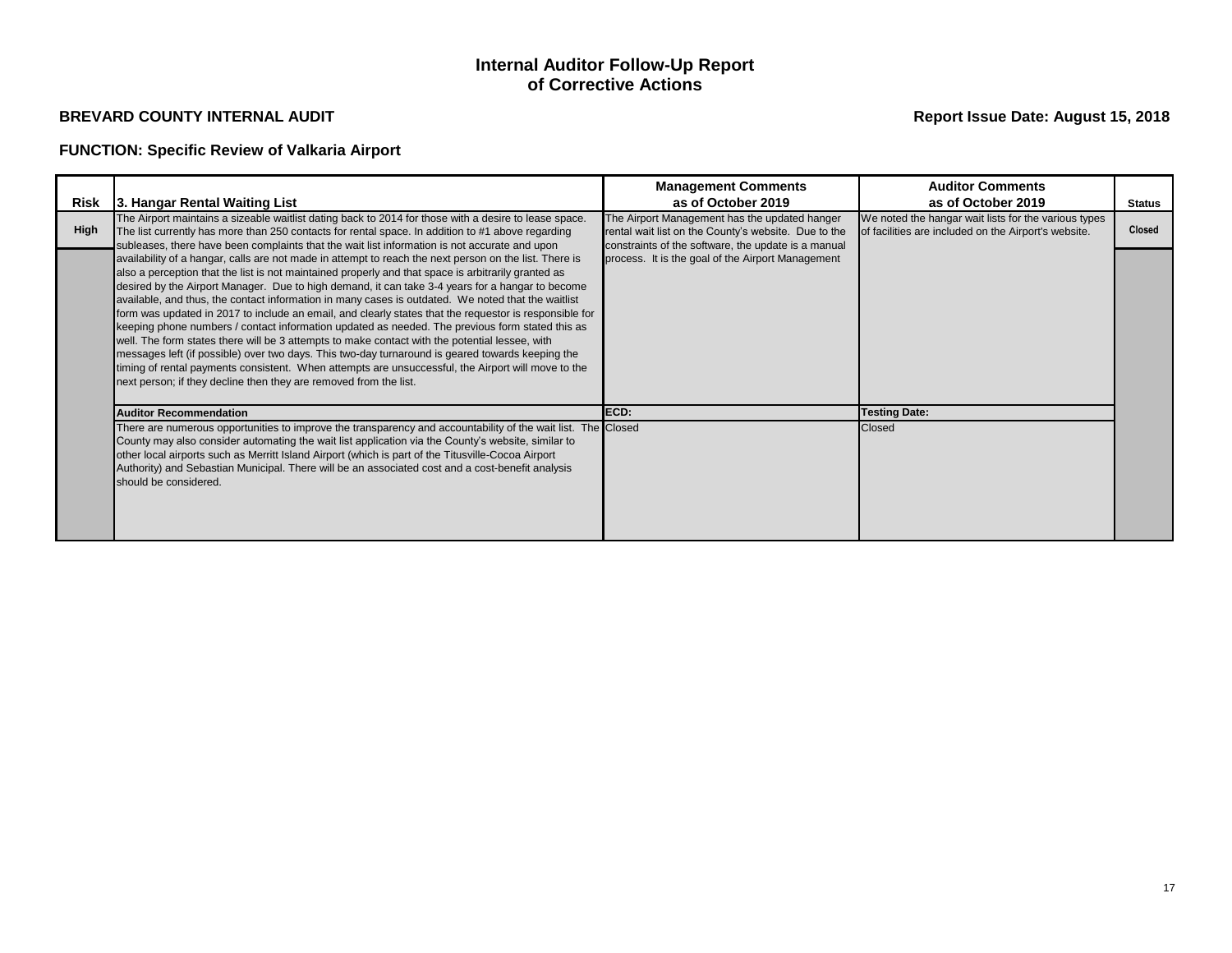# Internal Auditor Follow-Up Report of Corrective Actions

**BREVARD COUNTY INTERNAL AUDIT**

**Report Issue Date: August 15, 2018**

**FUNCTION: Specific Review of Valkaria Airport**

| Risk | 3. Hangar Rental Waiting List | Management Comments as of October 2019 | Auditor Comments as of October 2019 | Status |
|---|---|---|---|---|
| High | The Airport maintains a sizeable waitlist dating back to 2014 for those with a desire to lease space. The list currently has more than 250 contacts for rental space. In addition to #1 above regarding subleases, there have been complaints that the wait list information is not accurate and upon availability of a hangar, calls are not made in attempt to reach the next person on the list. There is also a perception that the list is not maintained properly and that space is arbitrarily granted as desired by the Airport Manager. Due to high demand, it can take 3-4 years for a hangar to become available, and thus, the contact information in many cases is outdated. We noted that the waitlist form was updated in 2017 to include an email, and clearly states that the requestor is responsible for keeping phone numbers / contact information updated as needed. The previous form stated this as well. The form states there will be 3 attempts to make contact with the potential lessee, with messages left (if possible) over two days. This two-day turnaround is geared towards keeping the timing of rental payments consistent. When attempts are unsuccessful, the Airport will move to the next person; if they decline then they are removed from the list. | The Airport Management has the updated hanger rental wait list on the County's website. Due to the constraints of the software, the update is a manual process. It is the goal of the Airport Management | We noted the hangar wait lists for the various types of facilities are included on the Airport's website. | Closed |
| | **Auditor Recommendation** | **ECD:** | **Testing Date:** | |
| | There are numerous opportunities to improve the transparency and accountability of the wait list. The County may also consider automating the wait list application via the County's website, similar to other local airports such as Merritt Island Airport (which is part of the Titusville-Cocoa Airport Authority) and Sebastian Municipal. There will be an associated cost and a cost-benefit analysis should be considered. | Closed | Closed | |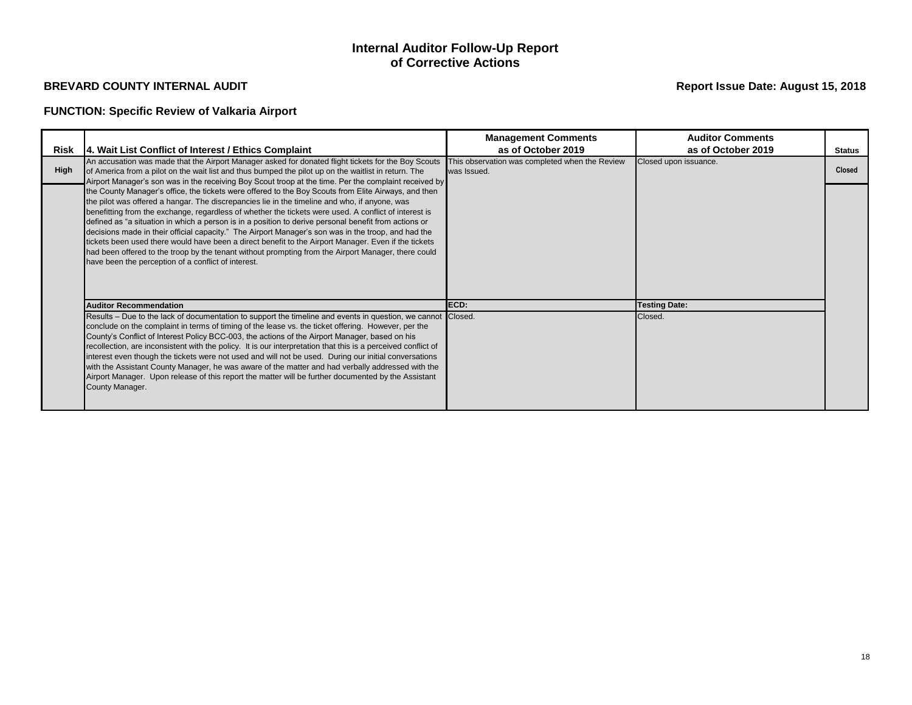# Internal Auditor Follow-Up Report of Corrective Actions

**BREVARD COUNTY INTERNAL AUDIT**

**Report Issue Date: August 15, 2018**

**FUNCTION: Specific Review of Valkaria Airport**

| Risk | 4. Wait List Conflict of Interest / Ethics Complaint | Management Comments as of October 2019 | Auditor Comments as of October 2019 | Status |
|---|---|---|---|---|
| **High** | An accusation was made that the Airport Manager asked for donated flight tickets for the Boy Scouts of America from a pilot on the wait list and thus bumped the pilot up on the waitlist in return. The Airport Manager's son was in the receiving Boy Scout troop at the time. Per the complaint received by the County Manager's office, the tickets were offered to the Boy Scouts from Elite Airways, and then the pilot was offered a hangar. The discrepancies lie in the timeline and who, if anyone, was benefitting from the exchange, regardless of whether the tickets were used. A conflict of interest is defined as "a situation in which a person is in a position to derive personal benefit from actions or decisions made in their official capacity." The Airport Manager's son was in the troop, and had the tickets been used there would have been a direct benefit to the Airport Manager. Even if the tickets had been offered to the troop by the tenant without prompting from the Airport Manager, there could have been the perception of a conflict of interest. | This observation was completed when the Review was Issued. | Closed upon issuance. | **Closed** |
| | **Auditor Recommendation** | **ECD:** | **Testing Date:** | |
| | Results – Due to the lack of documentation to support the timeline and events in question, we cannot conclude on the complaint in terms of timing of the lease vs. the ticket offering. However, per the County's Conflict of Interest Policy BCC-003, the actions of the Airport Manager, based on his recollection, are inconsistent with the policy. It is our interpretation that this is a perceived conflict of interest even though the tickets were not used and will not be used. During our initial conversations with the Assistant County Manager, he was aware of the matter and had verbally addressed with the Airport Manager. Upon release of this report the matter will be further documented by the Assistant County Manager. | Closed. | Closed. | |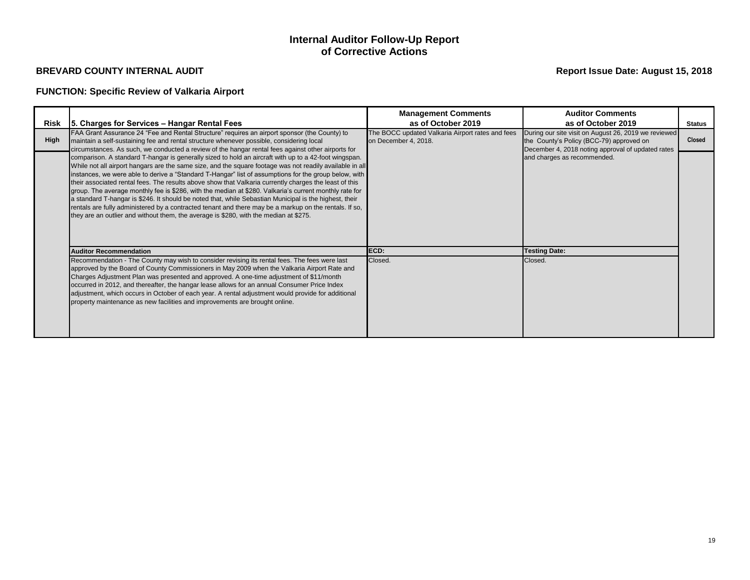# Internal Auditor Follow-Up Report of Corrective Actions

**BREVARD COUNTY INTERNAL AUDIT**

**Report Issue Date: August 15, 2018**

**FUNCTION: Specific Review of Valkaria Airport**

| Risk | 5. Charges for Services – Hangar Rental Fees | Management Comments as of October 2019 | Auditor Comments as of October 2019 | Status |
|---|---|---|---|---|
| High | FAA Grant Assurance 24 "Fee and Rental Structure" requires an airport sponsor (the County) to maintain a self-sustaining fee and rental structure whenever possible, considering local circumstances. As such, we conducted a review of the hangar rental fees against other airports for comparison. A standard T-hangar is generally sized to hold an aircraft with up to a 42-foot wingspan. While not all airport hangars are the same size, and the square footage was not readily available in all instances, we were able to derive a "Standard T-Hangar" list of assumptions for the group below, with their associated rental fees. The results above show that Valkaria currently charges the least of this group. The average monthly fee is $286, with the median at $280. Valkaria's current monthly rate for a standard T-hangar is $246. It should be noted that, while Sebastian Municipal is the highest, their rentals are fully administered by a contracted tenant and there may be a markup on the rentals. If so, they are an outlier and without them, the average is $280, with the median at $275. | The BOCC updated Valkaria Airport rates and fees on December 4, 2018. | During our site visit on August 26, 2019 we reviewed the County's Policy (BCC-79) approved on December 4, 2018 noting approval of updated rates and charges as recommended. | Closed |
| | **Auditor Recommendation** | **ECD:** | **Testing Date:** | |
| | Recommendation - The County may wish to consider revising its rental fees. The fees were last approved by the Board of County Commissioners in May 2009 when the Valkaria Airport Rate and Charges Adjustment Plan was presented and approved. A one-time adjustment of $11/month occurred in 2012, and thereafter, the hangar lease allows for an annual Consumer Price Index adjustment, which occurs in October of each year. A rental adjustment would provide for additional property maintenance as new facilities and improvements are brought online. | Closed. | Closed. | |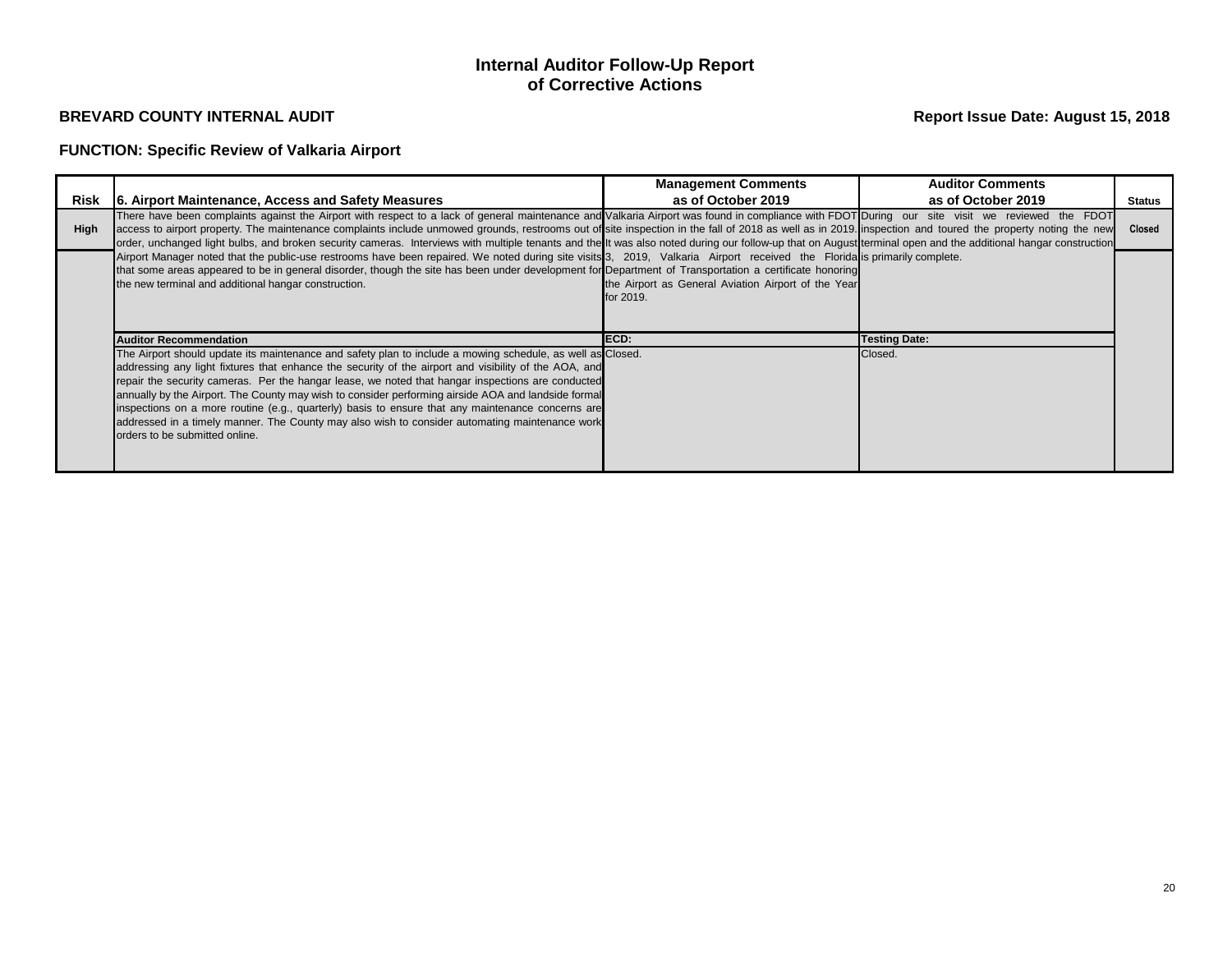# Internal Auditor Follow-Up Report of Corrective Actions

**BREVARD COUNTY INTERNAL AUDIT**

**Report Issue Date: August 15, 2018**

**FUNCTION: Specific Review of Valkaria Airport**

| Risk | 6. Airport Maintenance, Access and Safety Measures | Management Comments as of October 2019 | Auditor Comments as of October 2019 | Status |
|---|---|---|---|---|
| High | There have been complaints against the Airport with respect to a lack of general maintenance and access to airport property. The maintenance complaints include unmowed grounds, restrooms out of order, unchanged light bulbs, and broken security cameras. Interviews with multiple tenants and the Airport Manager noted that the public-use restrooms have been repaired. We noted during site visits that some areas appeared to be in general disorder, though the site has been under development for the new terminal and additional hangar construction. | Valkaria Airport was found in compliance with FDOT site inspection in the fall of 2018 as well as in 2019. It was also noted during our follow-up that on August 3, 2019, Valkaria Airport received the Florida Department of Transportation a certificate honoring the Airport as General Aviation Airport of the Year for 2019. | During our site visit we reviewed the FDOT inspection and toured the property noting the new terminal open and the additional hangar construction is primarily complete. | Closed |
| | **Auditor Recommendation** | **ECD:** | **Testing Date:** | |
| | The Airport should update its maintenance and safety plan to include a mowing schedule, as well as addressing any light fixtures that enhance the security of the airport and visibility of the AOA, and repair the security cameras. Per the hangar lease, we noted that hangar inspections are conducted annually by the Airport. The County may wish to consider performing airside AOA and landside formal inspections on a more routine (e.g., quarterly) basis to ensure that any maintenance concerns are addressed in a timely manner. The County may also wish to consider automating maintenance work orders to be submitted online. | Closed. | Closed. | |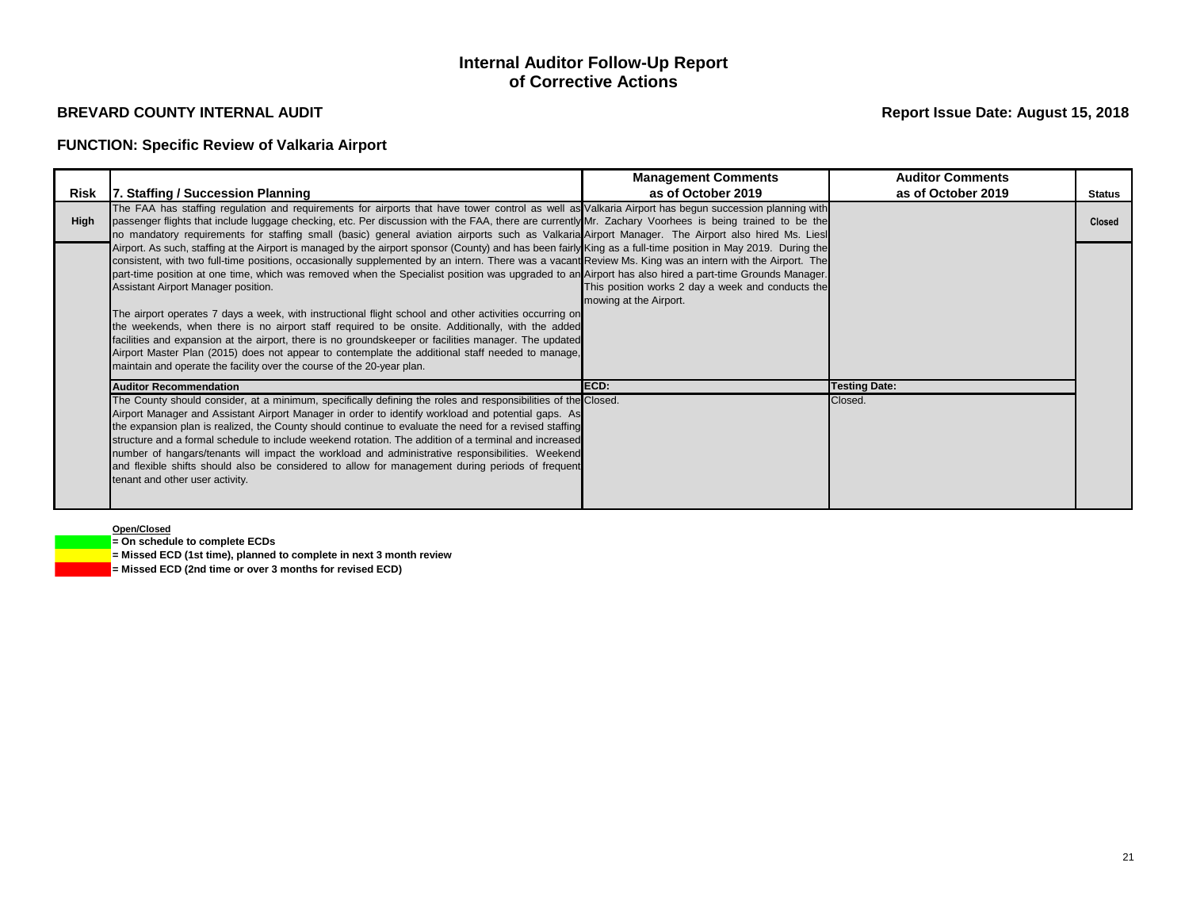# Internal Auditor Follow-Up Report of Corrective Actions

**BREVARD COUNTY INTERNAL AUDIT**

**Report Issue Date: August 15, 2018**

**FUNCTION: Specific Review of Valkaria Airport**

| Risk | 7. Staffing / Succession Planning | Management Comments as of October 2019 | Auditor Comments as of October 2019 | Status |
|---|---|---|---|---|
| High | The FAA has staffing regulation and requirements for airports that have tower control as well as passenger flights that include luggage checking, etc. Per discussion with the FAA, there are currently no mandatory requirements for staffing small (basic) general aviation airports such as Valkaria Airport. As such, staffing at the Airport is managed by the airport sponsor (County) and has been fairly consistent, with two full-time positions, occasionally supplemented by an intern. There was a vacant part-time position at one time, which was removed when the Specialist position was upgraded to an Assistant Airport Manager position.<br><br>The airport operates 7 days a week, with instructional flight school and other activities occurring on the weekends, when there is no airport staff required to be onsite. Additionally, with the added facilities and expansion at the airport, there is no groundskeeper or facilities manager. The updated Airport Master Plan (2015) does not appear to contemplate the additional staff needed to manage, maintain and operate the facility over the course of the 20-year plan. | Valkaria Airport has begun succession planning with Mr. Zachary Voorhees is being trained to be the Airport Manager. The Airport also hired Ms. Liesl King as a full-time position in May 2019. During the Review Ms. King was an intern with the Airport. The Airport has also hired a part-time Grounds Manager. This position works 2 day a week and conducts the mowing at the Airport. | | Closed |
| | **Auditor Recommendation** | **ECD:** | **Testing Date:** | |
| | The County should consider, at a minimum, specifically defining the roles and responsibilities of the Airport Manager and Assistant Airport Manager in order to identify workload and potential gaps. As the expansion plan is realized, the County should continue to evaluate the need for a revised staffing structure and a formal schedule to include weekend rotation. The addition of a terminal and increased number of hangars/tenants will impact the workload and administrative responsibilities. Weekend and flexible shifts should also be considered to allow for management during periods of frequent tenant and other user activity. | Closed. | Closed. | |

**Open/Closed**

- (Green) **= On schedule to complete ECDs**
- (Yellow) **= Missed ECD (1st time), planned to complete in next 3 month review**
- (Red) **= Missed ECD (2nd time or over 3 months for revised ECD)**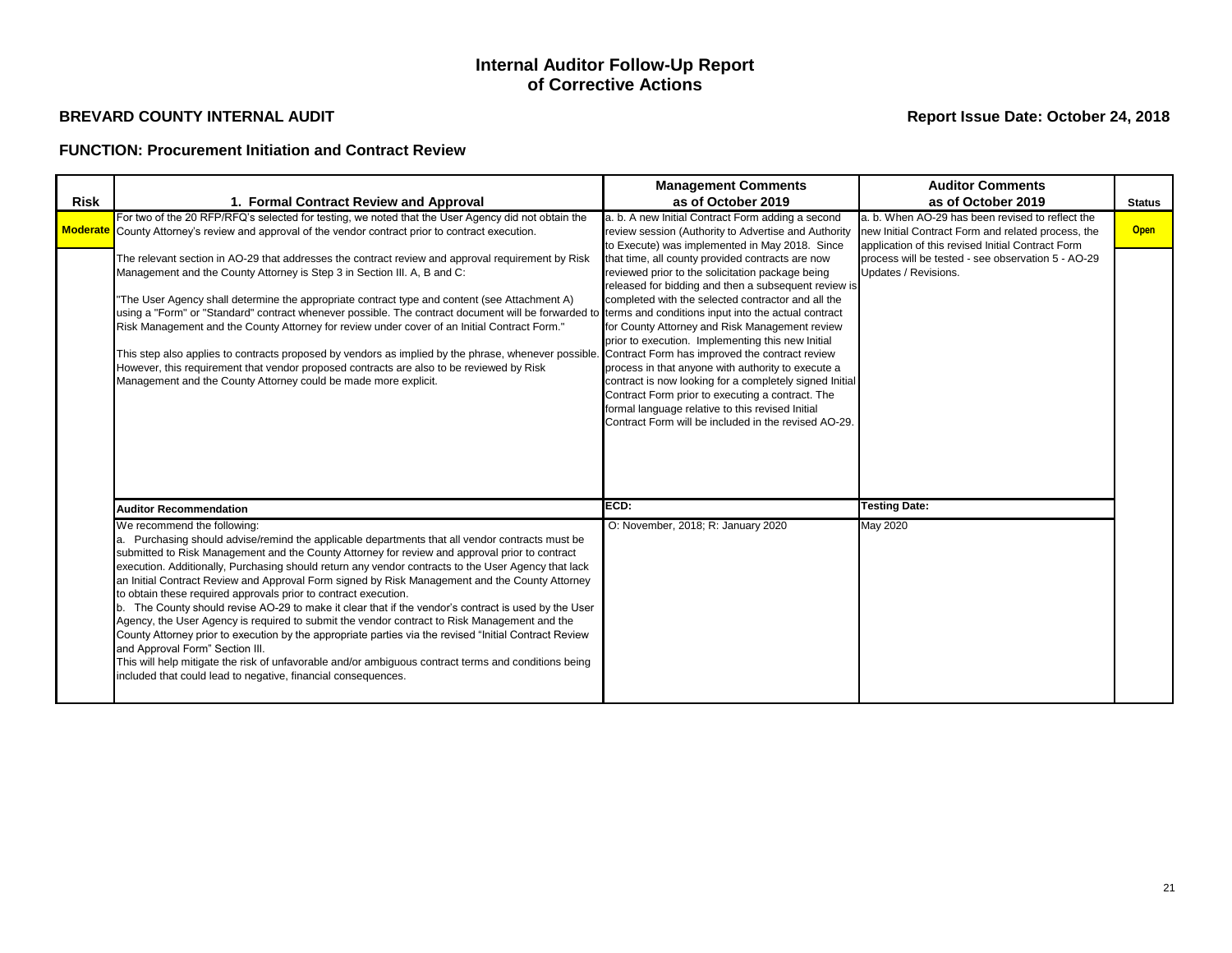# Internal Auditor Follow-Up Report of Corrective Actions

**BREVARD COUNTY INTERNAL AUDIT**

**Report Issue Date: October 24, 2018**

**FUNCTION: Procurement Initiation and Contract Review**

| Risk | 1. Formal Contract Review and Approval | Management Comments as of October 2019 | Auditor Comments as of October 2019 | Status |
|---|---|---|---|---|
| **Moderate** | For two of the 20 RFP/RFQ's selected for testing, we noted that the User Agency did not obtain the County Attorney's review and approval of the vendor contract prior to contract execution.<br><br>The relevant section in AO-29 that addresses the contract review and approval requirement by Risk Management and the County Attorney is Step 3 in Section III. A, B and C:<br><br>"The User Agency shall determine the appropriate contract type and content (see Attachment A) using a "Form" or "Standard" contract whenever possible. The contract document will be forwarded to Risk Management and the County Attorney for review under cover of an Initial Contract Form."<br><br>This step also applies to contracts proposed by vendors as implied by the phrase, whenever possible. However, this requirement that vendor proposed contracts are also to be reviewed by Risk Management and the County Attorney could be made more explicit. | a. b. A new Initial Contract Form adding a second review session (Authority to Advertise and Authority to Execute) was implemented in May 2018. Since that time, all county provided contracts are now reviewed prior to the solicitation package being released for bidding and then a subsequent review is completed with the selected contractor and all the terms and conditions input into the actual contract for County Attorney and Risk Management review prior to execution. Implementing this new Initial Contract Form has improved the contract review process in that anyone with authority to execute a contract is now looking for a completely signed Initial Contract Form prior to executing a contract. The formal language relative to this revised Initial Contract Form will be included in the revised AO-29. | a. b. When AO-29 has been revised to reflect the new Initial Contract Form and related process, the application of this revised Initial Contract Form process will be tested - see observation 5 - AO-29 Updates / Revisions. | **Open** |
| | **Auditor Recommendation** | **ECD:** | **Testing Date:** | |
| | We recommend the following:<br>a. Purchasing should advise/remind the applicable departments that all vendor contracts must be submitted to Risk Management and the County Attorney for review and approval prior to contract execution. Additionally, Purchasing should return any vendor contracts to the User Agency that lack an Initial Contract Review and Approval Form signed by Risk Management and the County Attorney to obtain these required approvals prior to contract execution.<br>b. The County should revise AO-29 to make it clear that if the vendor's contract is used by the User Agency, the User Agency is required to submit the vendor contract to Risk Management and the County Attorney prior to execution by the appropriate parties via the revised "Initial Contract Review and Approval Form" Section III.<br>This will help mitigate the risk of unfavorable and/or ambiguous contract terms and conditions being included that could lead to negative, financial consequences. | O: November, 2018; R: January 2020 | May 2020 | |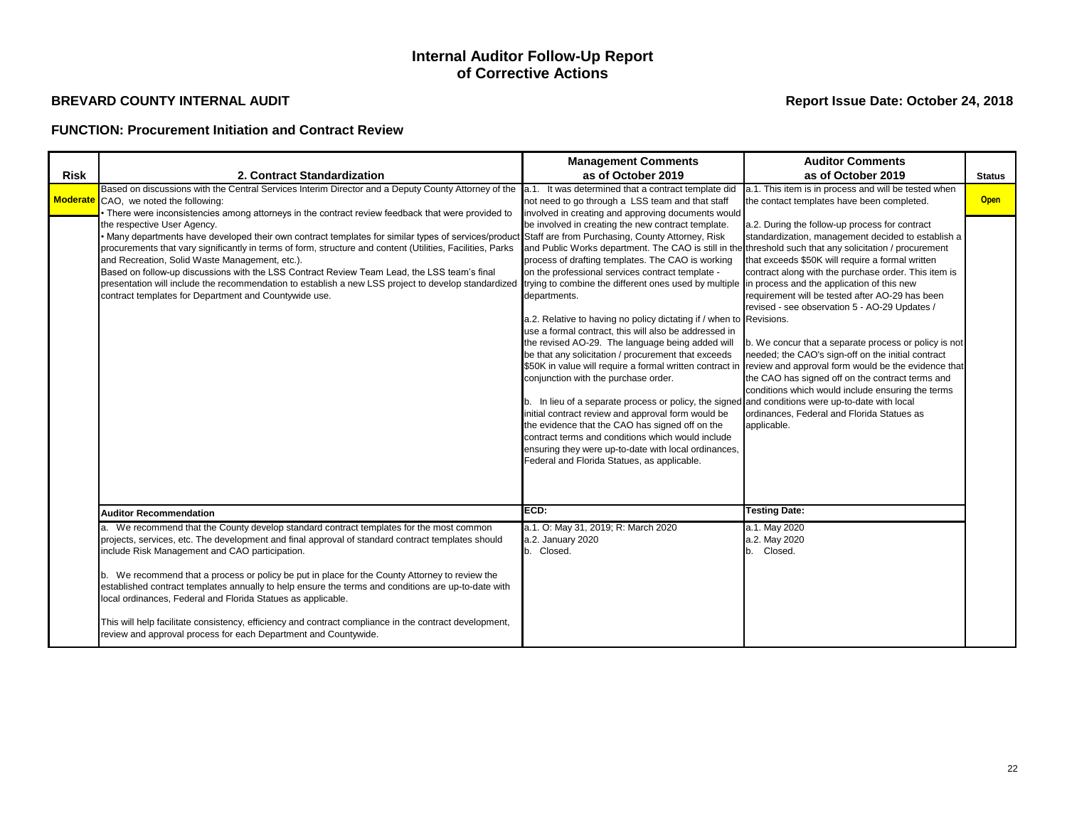# Internal Auditor Follow-Up Report of Corrective Actions

**BREVARD COUNTY INTERNAL AUDIT**

**Report Issue Date: October 24, 2018**

**FUNCTION: Procurement Initiation and Contract Review**

| Risk | 2. Contract Standardization | Management Comments as of October 2019 | Auditor Comments as of October 2019 | Status |
|---|---|---|---|---|
| Moderate | Based on discussions with the Central Services Interim Director and a Deputy County Attorney of the CAO, we noted the following:<br>• There were inconsistencies among attorneys in the contract review feedback that were provided to the respective User Agency.<br>• Many departments have developed their own contract templates for similar types of services/product procurements that vary significantly in terms of form, structure and content (Utilities, Facilities, Parks and Recreation, Solid Waste Management, etc.).<br>Based on follow-up discussions with the LSS Contract Review Team Lead, the LSS team's final presentation will include the recommendation to establish a new LSS project to develop standardized contract templates for Department and Countywide use. | a.1. It was determined that a contract template did not need to go through a LSS team and that staff involved in creating and approving documents would be involved in creating the new contract template. Staff are from Purchasing, County Attorney, Risk and Public Works department. The CAO is still in the process of drafting templates. The CAO is working on the professional services contract template - trying to combine the different ones used by multiple departments.<br><br>a.2. Relative to having no policy dictating if / when to use a formal contract, this will also be addressed in the revised AO-29. The language being added will be that any solicitation / procurement that exceeds $50K in value will require a formal written contract in conjunction with the purchase order.<br><br>b. In lieu of a separate process or policy, the signed initial contract review and approval form would be the evidence that the CAO has signed off on the contract terms and conditions which would include ensuring they were up-to-date with local ordinances, Federal and Florida Statues, as applicable. | a.1. This item is in process and will be tested when the contact templates have been completed.<br><br>a.2. During the follow-up process for contract standardization, management decided to establish a threshold such that any solicitation / procurement that exceeds $50K will require a formal written contract along with the purchase order. This item is in process and the application of this new requirement will be tested after AO-29 has been revised - see observation 5 - AO-29 Updates / Revisions.<br><br>b. We concur that a separate process or policy is not needed; the CAO's sign-off on the initial contract review and approval form would be the evidence that the CAO has signed off on the contract terms and conditions which would include ensuring the terms and conditions were up-to-date with local ordinances, Federal and Florida Statues as applicable. | Open |
| | **Auditor Recommendation** | **ECD:** | **Testing Date:** | |
| | a. We recommend that the County develop standard contract templates for the most common projects, services, etc. The development and final approval of standard contract templates should include Risk Management and CAO participation.<br><br>b. We recommend that a process or policy be put in place for the County Attorney to review the established contract templates annually to help ensure the terms and conditions are up-to-date with local ordinances, Federal and Florida Statues as applicable.<br><br>This will help facilitate consistency, efficiency and contract compliance in the contract development, review and approval process for each Department and Countywide. | a.1. O: May 31, 2019; R: March 2020<br>a.2. January 2020<br>b. Closed. | a.1. May 2020<br>a.2. May 2020<br>b. Closed. | |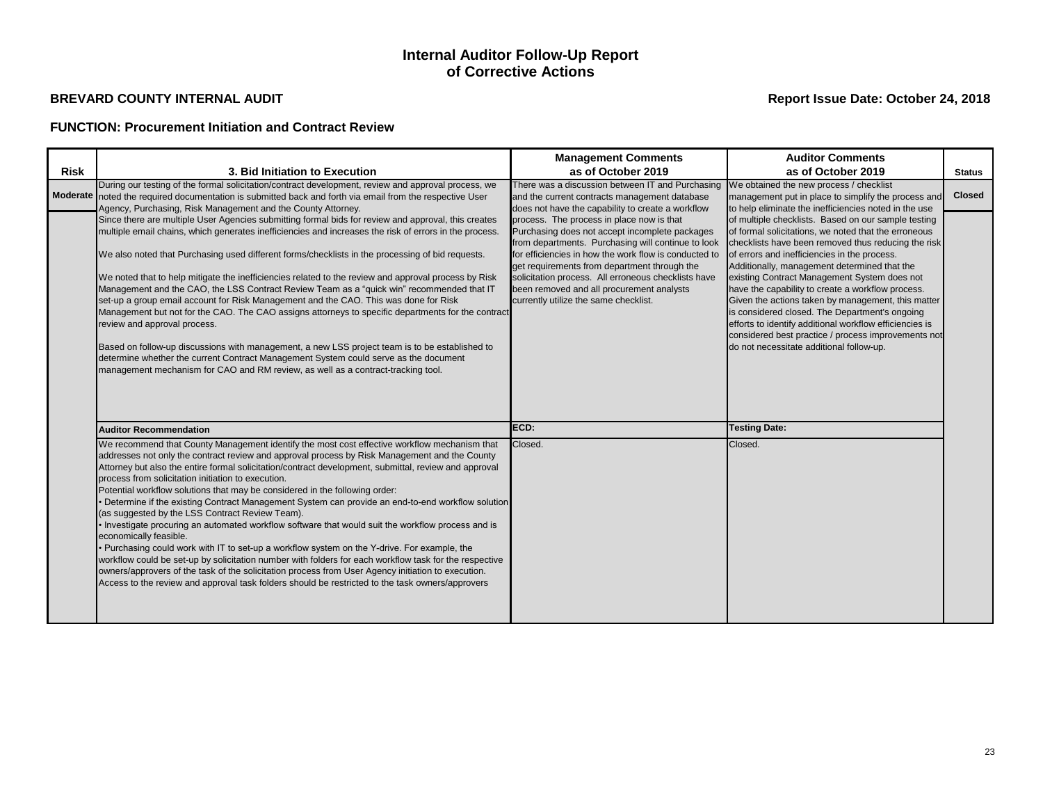# Internal Auditor Follow-Up Report of Corrective Actions

**BREVARD COUNTY INTERNAL AUDIT**

**Report Issue Date: October 24, 2018**

**FUNCTION: Procurement Initiation and Contract Review**

| Risk | 3. Bid Initiation to Execution | Management Comments as of October 2019 | Auditor Comments as of October 2019 | Status |
|---|---|---|---|---|
| **Moderate** | During our testing of the formal solicitation/contract development, review and approval process, we noted the required documentation is submitted back and forth via email from the respective User Agency, Purchasing, Risk Management and the County Attorney.<br>Since there are multiple User Agencies submitting formal bids for review and approval, this creates multiple email chains, which generates inefficiencies and increases the risk of errors in the process.<br><br>We also noted that Purchasing used different forms/checklists in the processing of bid requests.<br><br>We noted that to help mitigate the inefficiencies related to the review and approval process by Risk Management and the CAO, the LSS Contract Review Team as a "quick win" recommended that IT set-up a group email account for Risk Management and the CAO. This was done for Risk Management but not for the CAO. The CAO assigns attorneys to specific departments for the contract review and approval process.<br><br>Based on follow-up discussions with management, a new LSS project team is to be established to determine whether the current Contract Management System could serve as the document management mechanism for CAO and RM review, as well as a contract-tracking tool. | There was a discussion between IT and Purchasing and the current contracts management database does not have the capability to create a workflow process. The process in place now is that Purchasing does not accept incomplete packages from departments. Purchasing will continue to look for efficiencies in how the work flow is conducted to get requirements from department through the solicitation process. All erroneous checklists have been removed and all procurement analysts currently utilize the same checklist. | We obtained the new process / checklist management put in place to simplify the process and to help eliminate the inefficiencies noted in the use of multiple checklists. Based on our sample testing of formal solicitations, we noted that the erroneous checklists have been removed thus reducing the risk of errors and inefficiencies in the process. Additionally, management determined that the existing Contract Management System does not have the capability to create a workflow process. Given the actions taken by management, this matter is considered closed. The Department's ongoing efforts to identify additional workflow efficiencies is considered best practice / process improvements not do not necessitate additional follow-up. | **Closed** |
| | **Auditor Recommendation** | **ECD:** | **Testing Date:** | |
| | We recommend that County Management identify the most cost effective workflow mechanism that addresses not only the contract review and approval process by Risk Management and the County Attorney but also the entire formal solicitation/contract development, submittal, review and approval process from solicitation initiation to execution.<br>Potential workflow solutions that may be considered in the following order:<br>• Determine if the existing Contract Management System can provide an end-to-end workflow solution (as suggested by the LSS Contract Review Team).<br>• Investigate procuring an automated workflow software that would suit the workflow process and is economically feasible.<br>• Purchasing could work with IT to set-up a workflow system on the Y-drive. For example, the workflow could be set-up by solicitation number with folders for each workflow task for the respective owners/approvers of the task of the solicitation process from User Agency initiation to execution. Access to the review and approval task folders should be restricted to the task owners/approvers | Closed. | Closed. | |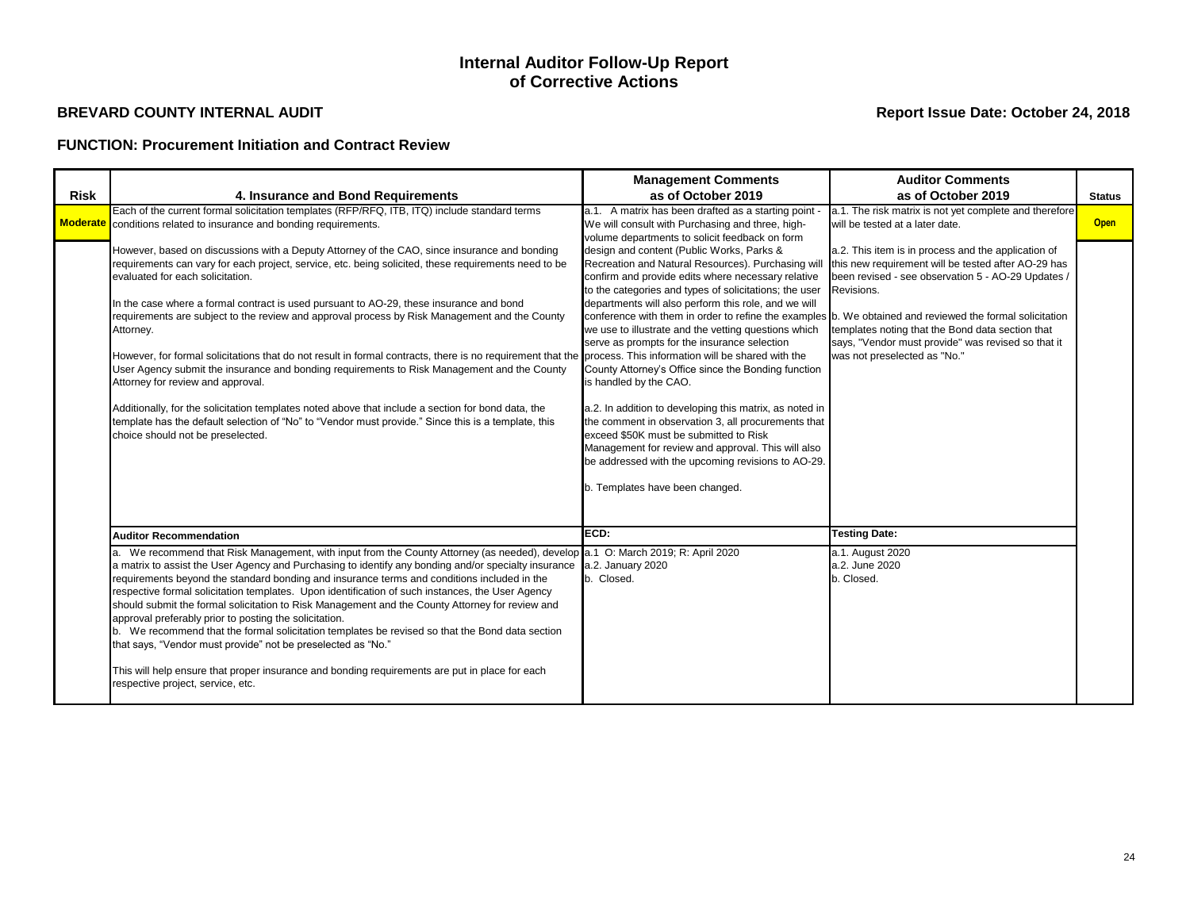# Internal Auditor Follow-Up Report
# of Corrective Actions

**BREVARD COUNTY INTERNAL AUDIT**

**Report Issue Date: October 24, 2018**

**FUNCTION: Procurement Initiation and Contract Review**

| Risk | 4. Insurance and Bond Requirements | Management Comments as of October 2019 | Auditor Comments as of October 2019 | Status |
|---|---|---|---|---|
| **Moderate** | Each of the current formal solicitation templates (RFP/RFQ, ITB, ITQ) include standard terms conditions related to insurance and bonding requirements.<br><br>However, based on discussions with a Deputy Attorney of the CAO, since insurance and bonding requirements can vary for each project, service, etc. being solicited, these requirements need to be evaluated for each solicitation.<br><br>In the case where a formal contract is used pursuant to AO-29, these insurance and bond requirements are subject to the review and approval process by Risk Management and the County Attorney.<br><br>However, for formal solicitations that do not result in formal contracts, there is no requirement that the User Agency submit the insurance and bonding requirements to Risk Management and the County Attorney for review and approval.<br><br>Additionally, for the solicitation templates noted above that include a section for bond data, the template has the default selection of "No" to "Vendor must provide." Since this is a template, this choice should not be preselected. | a.1. A matrix has been drafted as a starting point - We will consult with Purchasing and three, high-volume departments to solicit feedback on form design and content (Public Works, Parks & Recreation and Natural Resources). Purchasing will confirm and provide edits where necessary relative to the categories and types of solicitations; the user departments will also perform this role, and we will conference with them in order to refine the examples we use to illustrate and the vetting questions which serve as prompts for the insurance selection process. This information will be shared with the County Attorney's Office since the Bonding function is handled by the CAO.<br><br>a.2. In addition to developing this matrix, as noted in the comment in observation 3, all procurements that exceed $50K must be submitted to Risk Management for review and approval. This will also be addressed with the upcoming revisions to AO-29.<br><br>b. Templates have been changed. | a.1. The risk matrix is not yet complete and therefore will be tested at a later date.<br><br>a.2. This item is in process and the application of this new requirement will be tested after AO-29 has been revised - see observation 5 - AO-29 Updates / Revisions.<br><br>b. We obtained and reviewed the formal solicitation templates noting that the Bond data section that says, "Vendor must provide" was revised so that it was not preselected as "No." | **Open** |
| | **Auditor Recommendation** | **ECD:** | **Testing Date:** | |
| | a. We recommend that Risk Management, with input from the County Attorney (as needed), develop a matrix to assist the User Agency and Purchasing to identify any bonding and/or specialty insurance requirements beyond the standard bonding and insurance terms and conditions included in the respective formal solicitation templates. Upon identification of such instances, the User Agency should submit the formal solicitation to Risk Management and the County Attorney for review and approval preferably prior to posting the solicitation.<br>b. We recommend that the formal solicitation templates be revised so that the Bond data section that says, "Vendor must provide" not be preselected as "No."<br><br>This will help ensure that proper insurance and bonding requirements are put in place for each respective project, service, etc. | a.1 O: March 2019; R: April 2020<br>a.2. January 2020<br>b. Closed. | a.1. August 2020<br>a.2. June 2020<br>b. Closed. | |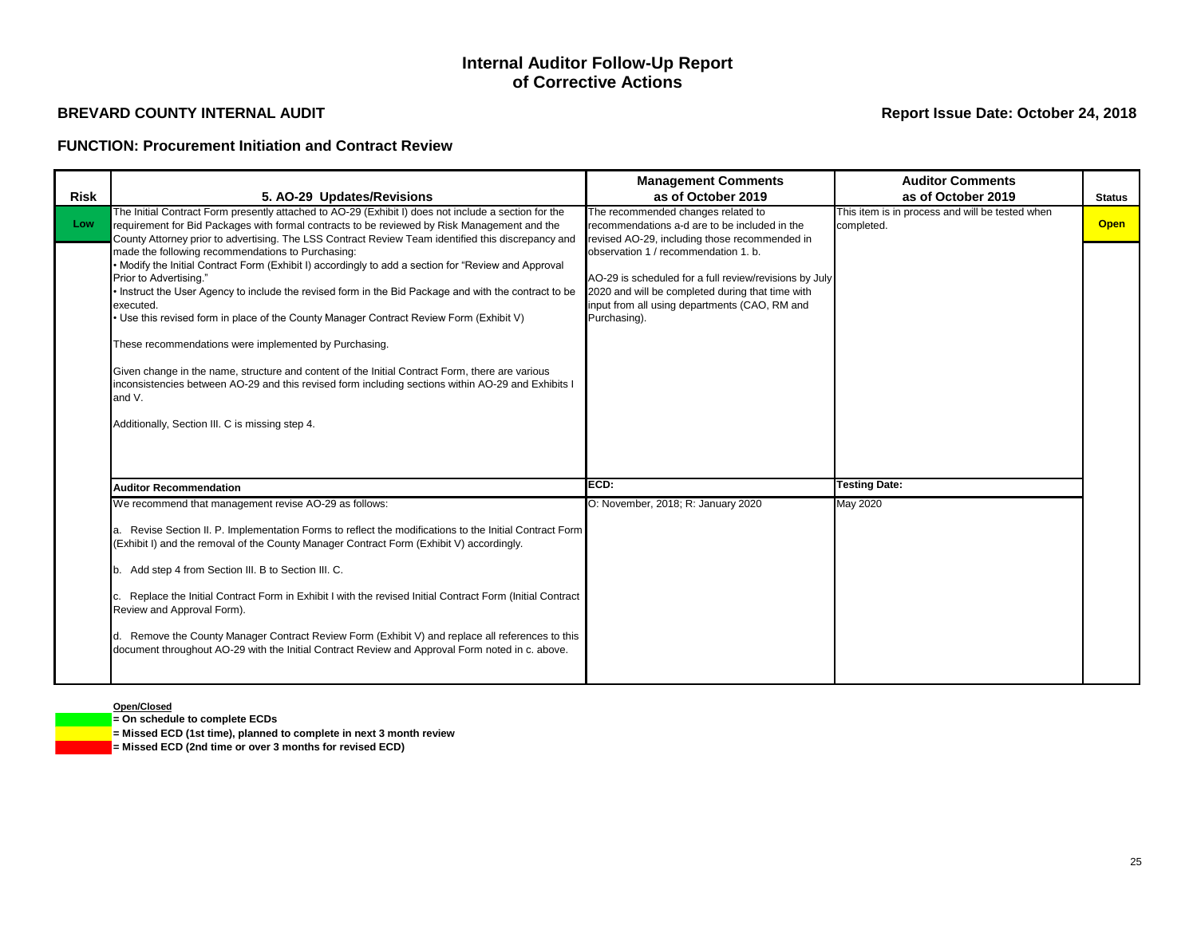# Internal Auditor Follow-Up Report of Corrective Actions

**BREVARD COUNTY INTERNAL AUDIT**

**Report Issue Date: October 24, 2018**

**FUNCTION: Procurement Initiation and Contract Review**

| Risk | 5. AO-29 Updates/Revisions | Management Comments as of October 2019 | Auditor Comments as of October 2019 | Status |
|---|---|---|---|---|
| Low | The Initial Contract Form presently attached to AO-29 (Exhibit I) does not include a section for the requirement for Bid Packages with formal contracts to be reviewed by Risk Management and the County Attorney prior to advertising. The LSS Contract Review Team identified this discrepancy and made the following recommendations to Purchasing:<br>• Modify the Initial Contract Form (Exhibit I) accordingly to add a section for "Review and Approval Prior to Advertising."<br>• Instruct the User Agency to include the revised form in the Bid Package and with the contract to be executed.<br>• Use this revised form in place of the County Manager Contract Review Form (Exhibit V)<br><br>These recommendations were implemented by Purchasing.<br><br>Given change in the name, structure and content of the Initial Contract Form, there are various inconsistencies between AO-29 and this revised form including sections within AO-29 and Exhibits I and V.<br><br>Additionally, Section III. C is missing step 4. | The recommended changes related to recommendations a-d are to be included in the revised AO-29, including those recommended in observation 1 / recommendation 1. b.<br><br>AO-29 is scheduled for a full review/revisions by July 2020 and will be completed during that time with input from all using departments (CAO, RM and Purchasing). | This item is in process and will be tested when completed. | Open |
| | **Auditor Recommendation** | **ECD:** | **Testing Date:** | |
| | We recommend that management revise AO-29 as follows:<br><br>a. Revise Section II. P. Implementation Forms to reflect the modifications to the Initial Contract Form (Exhibit I) and the removal of the County Manager Contract Form (Exhibit V) accordingly.<br><br>b. Add step 4 from Section III. B to Section III. C.<br><br>c. Replace the Initial Contract Form in Exhibit I with the revised Initial Contract Form (Initial Contract Review and Approval Form).<br><br>d. Remove the County Manager Contract Review Form (Exhibit V) and replace all references to this document throughout AO-29 with the Initial Contract Review and Approval Form noted in c. above. | O: November, 2018; R: January 2020 | May 2020 | |

**Open/Closed**

**= On schedule to complete ECDs**

**= Missed ECD (1st time), planned to complete in next 3 month review**

**= Missed ECD (2nd time or over 3 months for revised ECD)**